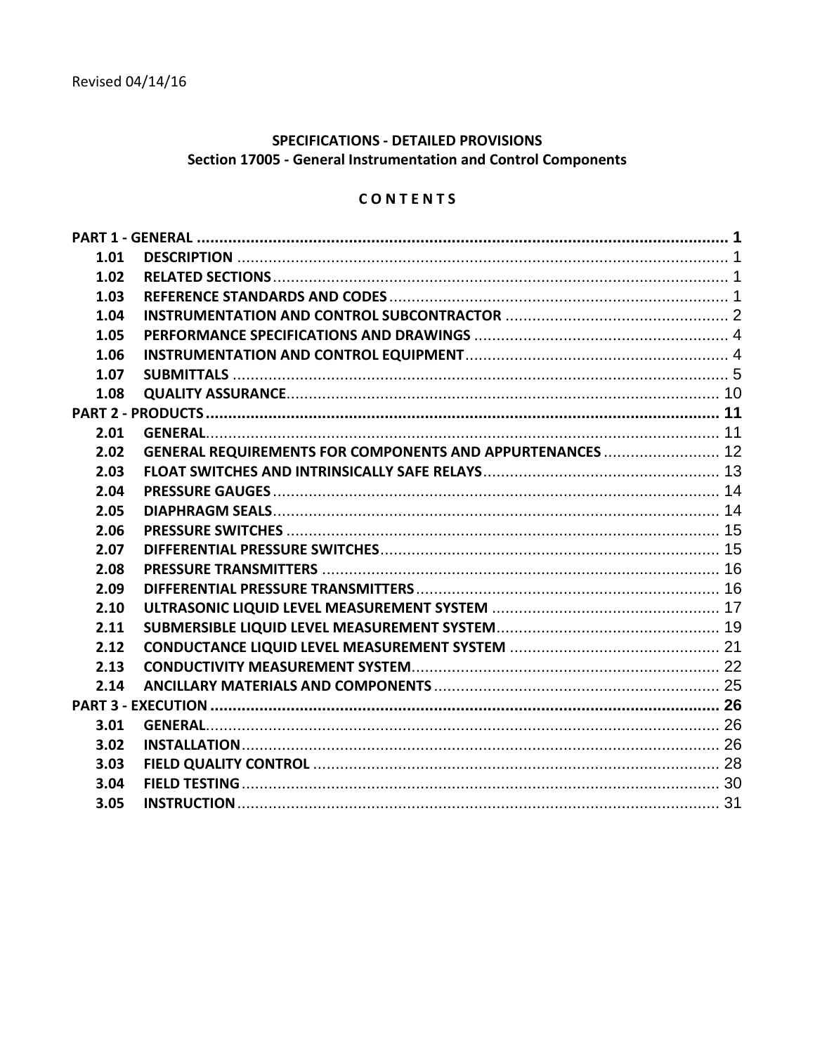Revised 04/14/16

**SPECIFICATIONS - DETAILED PROVISIONS**
**Section 17005 - General Instrumentation and Control Components**

**C O N T E N T S**

| | | |
|---|---|---|
| **PART 1 - GENERAL** | | **1** |
| **1.01** | **DESCRIPTION** | 1 |
| **1.02** | **RELATED SECTIONS** | 1 |
| **1.03** | **REFERENCE STANDARDS AND CODES** | 1 |
| **1.04** | **INSTRUMENTATION AND CONTROL SUBCONTRACTOR** | 2 |
| **1.05** | **PERFORMANCE SPECIFICATIONS AND DRAWINGS** | 4 |
| **1.06** | **INSTRUMENTATION AND CONTROL EQUIPMENT** | 4 |
| **1.07** | **SUBMITTALS** | 5 |
| **1.08** | **QUALITY ASSURANCE** | 10 |
| **PART 2 - PRODUCTS** | | **11** |
| **2.01** | **GENERAL** | 11 |
| **2.02** | **GENERAL REQUIREMENTS FOR COMPONENTS AND APPURTENANCES** | 12 |
| **2.03** | **FLOAT SWITCHES AND INTRINSICALLY SAFE RELAYS** | 13 |
| **2.04** | **PRESSURE GAUGES** | 14 |
| **2.05** | **DIAPHRAGM SEALS** | 14 |
| **2.06** | **PRESSURE SWITCHES** | 15 |
| **2.07** | **DIFFERENTIAL PRESSURE SWITCHES** | 15 |
| **2.08** | **PRESSURE TRANSMITTERS** | 16 |
| **2.09** | **DIFFERENTIAL PRESSURE TRANSMITTERS** | 16 |
| **2.10** | **ULTRASONIC LIQUID LEVEL MEASUREMENT SYSTEM** | 17 |
| **2.11** | **SUBMERSIBLE LIQUID LEVEL MEASUREMENT SYSTEM** | 19 |
| **2.12** | **CONDUCTANCE LIQUID LEVEL MEASUREMENT SYSTEM** | 21 |
| **2.13** | **CONDUCTIVITY MEASUREMENT SYSTEM** | 22 |
| **2.14** | **ANCILLARY MATERIALS AND COMPONENTS** | 25 |
| **PART 3 - EXECUTION** | | **26** |
| **3.01** | **GENERAL** | 26 |
| **3.02** | **INSTALLATION** | 26 |
| **3.03** | **FIELD QUALITY CONTROL** | 28 |
| **3.04** | **FIELD TESTING** | 30 |
| **3.05** | **INSTRUCTION** | 31 |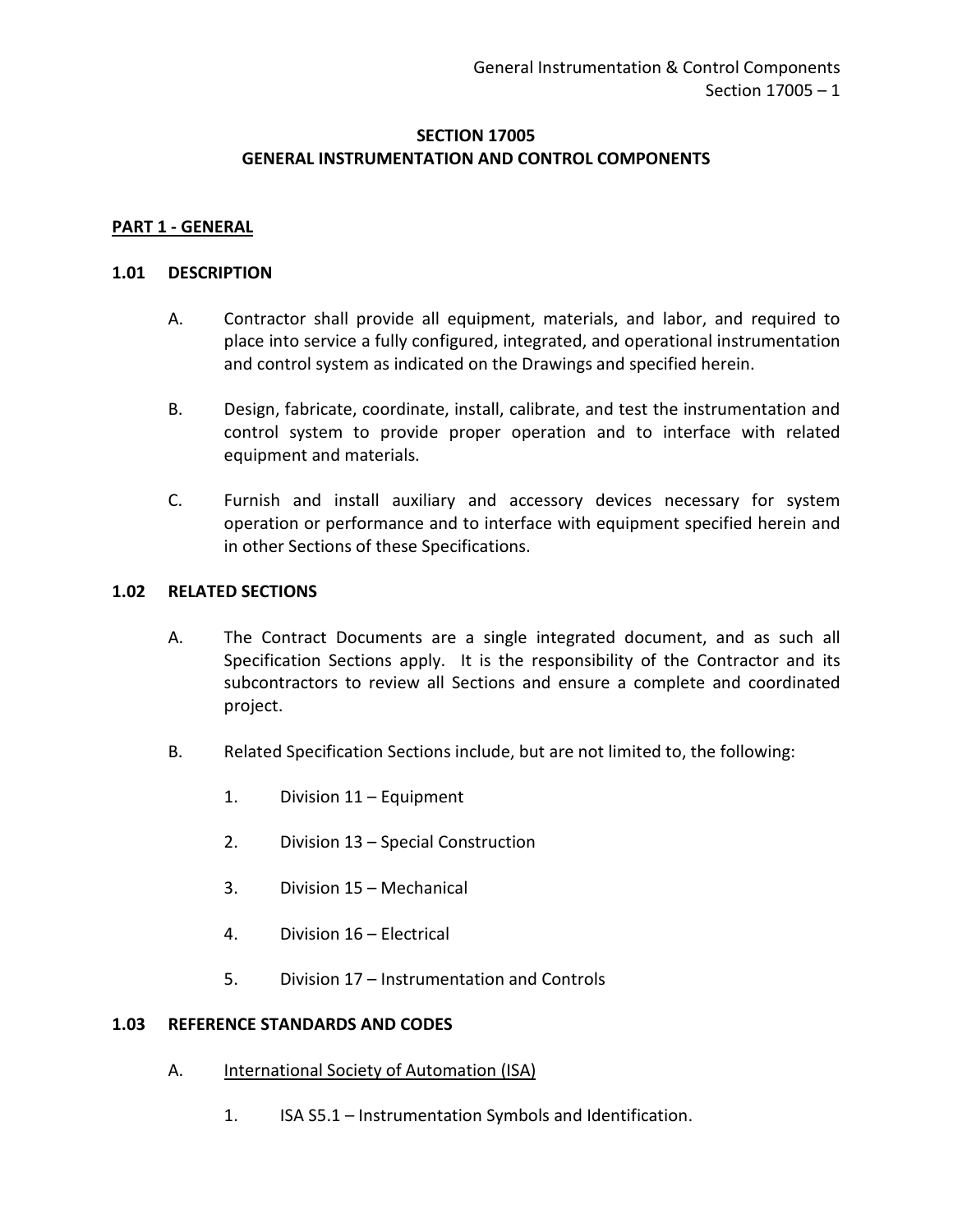# SECTION 17005
# GENERAL INSTRUMENTATION AND CONTROL COMPONENTS

## PART 1 - GENERAL

### 1.01 DESCRIPTION

A. Contractor shall provide all equipment, materials, and labor, and required to place into service a fully configured, integrated, and operational instrumentation and control system as indicated on the Drawings and specified herein.

B. Design, fabricate, coordinate, install, calibrate, and test the instrumentation and control system to provide proper operation and to interface with related equipment and materials.

C. Furnish and install auxiliary and accessory devices necessary for system operation or performance and to interface with equipment specified herein and in other Sections of these Specifications.

### 1.02 RELATED SECTIONS

A. The Contract Documents are a single integrated document, and as such all Specification Sections apply. It is the responsibility of the Contractor and its subcontractors to review all Sections and ensure a complete and coordinated project.

B. Related Specification Sections include, but are not limited to, the following:

1. Division 11 – Equipment
2. Division 13 – Special Construction
3. Division 15 – Mechanical
4. Division 16 – Electrical
5. Division 17 – Instrumentation and Controls

### 1.03 REFERENCE STANDARDS AND CODES

A. International Society of Automation (ISA)

1. ISA S5.1 – Instrumentation Symbols and Identification.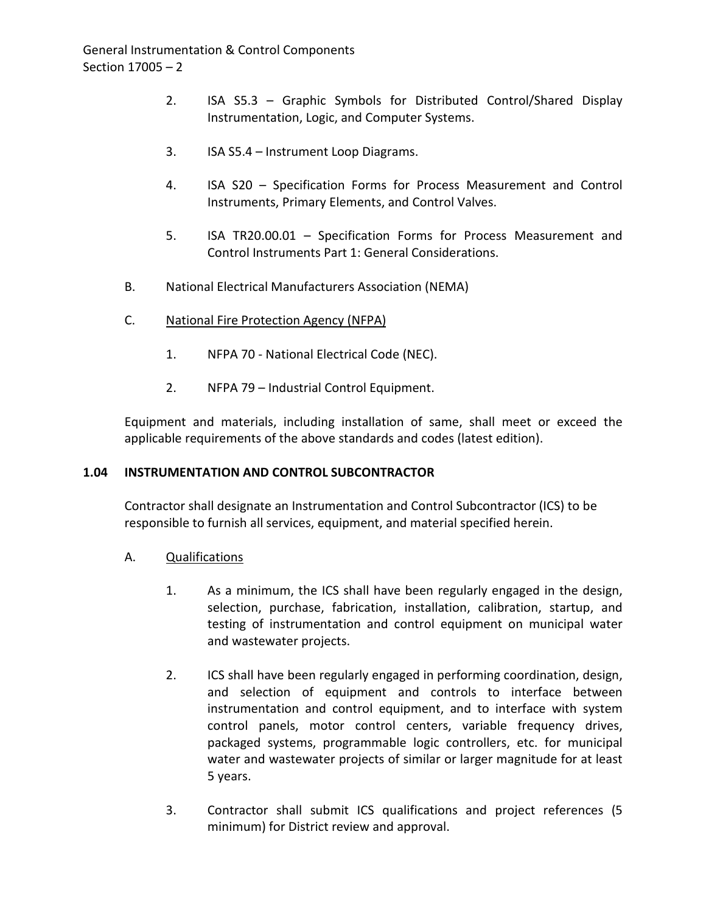2. ISA S5.3 – Graphic Symbols for Distributed Control/Shared Display Instrumentation, Logic, and Computer Systems.

3. ISA S5.4 – Instrument Loop Diagrams.

4. ISA S20 – Specification Forms for Process Measurement and Control Instruments, Primary Elements, and Control Valves.

5. ISA TR20.00.01 – Specification Forms for Process Measurement and Control Instruments Part 1: General Considerations.

B. National Electrical Manufacturers Association (NEMA)

C. National Fire Protection Agency (NFPA)

1. NFPA 70 - National Electrical Code (NEC).

2. NFPA 79 – Industrial Control Equipment.

Equipment and materials, including installation of same, shall meet or exceed the applicable requirements of the above standards and codes (latest edition).

## 1.04 INSTRUMENTATION AND CONTROL SUBCONTRACTOR

Contractor shall designate an Instrumentation and Control Subcontractor (ICS) to be responsible to furnish all services, equipment, and material specified herein.

A. Qualifications

1. As a minimum, the ICS shall have been regularly engaged in the design, selection, purchase, fabrication, installation, calibration, startup, and testing of instrumentation and control equipment on municipal water and wastewater projects.

2. ICS shall have been regularly engaged in performing coordination, design, and selection of equipment and controls to interface between instrumentation and control equipment, and to interface with system control panels, motor control centers, variable frequency drives, packaged systems, programmable logic controllers, etc. for municipal water and wastewater projects of similar or larger magnitude for at least 5 years.

3. Contractor shall submit ICS qualifications and project references (5 minimum) for District review and approval.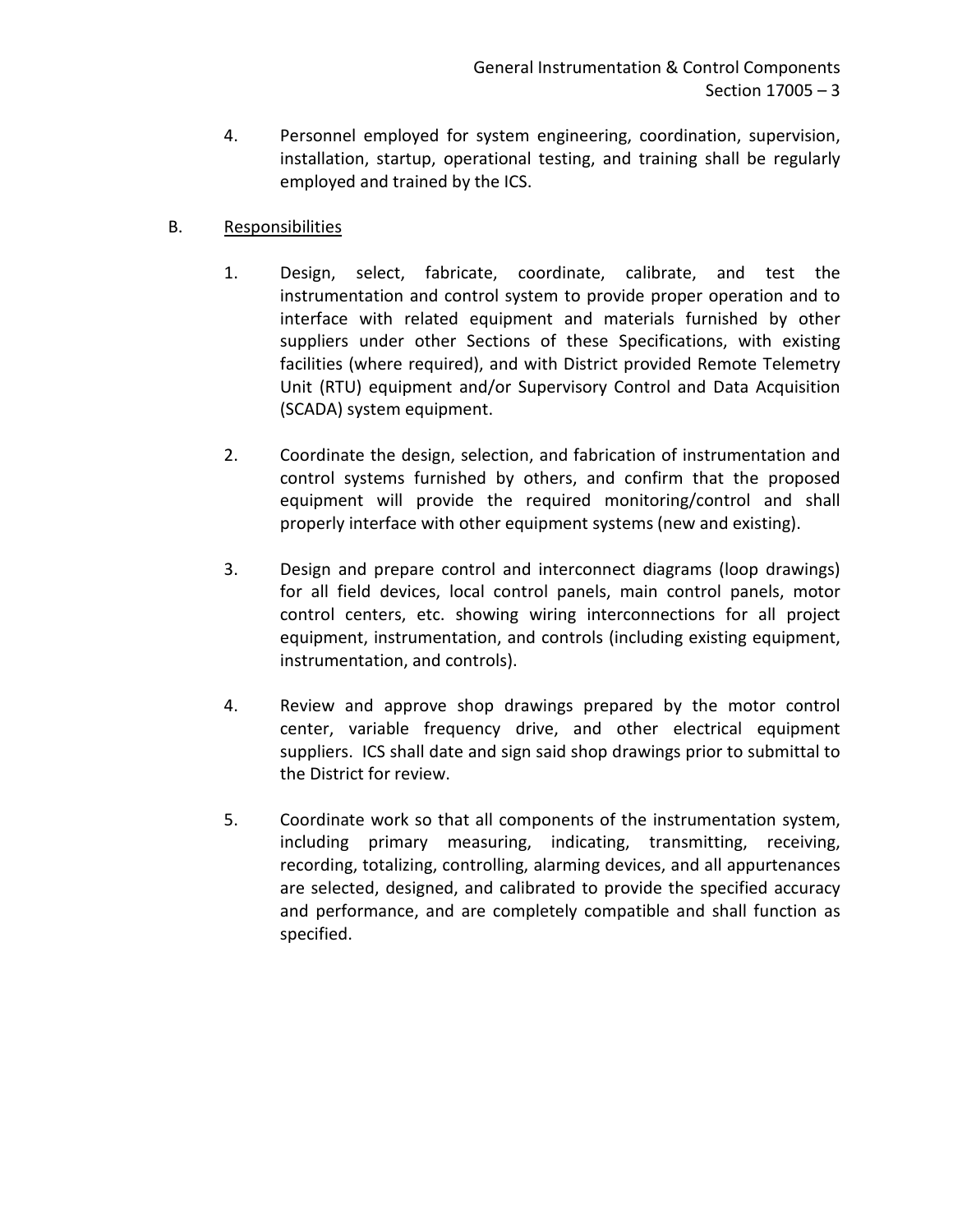4. Personnel employed for system engineering, coordination, supervision, installation, startup, operational testing, and training shall be regularly employed and trained by the ICS.

B. Responsibilities

1. Design, select, fabricate, coordinate, calibrate, and test the instrumentation and control system to provide proper operation and to interface with related equipment and materials furnished by other suppliers under other Sections of these Specifications, with existing facilities (where required), and with District provided Remote Telemetry Unit (RTU) equipment and/or Supervisory Control and Data Acquisition (SCADA) system equipment.

2. Coordinate the design, selection, and fabrication of instrumentation and control systems furnished by others, and confirm that the proposed equipment will provide the required monitoring/control and shall properly interface with other equipment systems (new and existing).

3. Design and prepare control and interconnect diagrams (loop drawings) for all field devices, local control panels, main control panels, motor control centers, etc. showing wiring interconnections for all project equipment, instrumentation, and controls (including existing equipment, instrumentation, and controls).

4. Review and approve shop drawings prepared by the motor control center, variable frequency drive, and other electrical equipment suppliers. ICS shall date and sign said shop drawings prior to submittal to the District for review.

5. Coordinate work so that all components of the instrumentation system, including primary measuring, indicating, transmitting, receiving, recording, totalizing, controlling, alarming devices, and all appurtenances are selected, designed, and calibrated to provide the specified accuracy and performance, and are completely compatible and shall function as specified.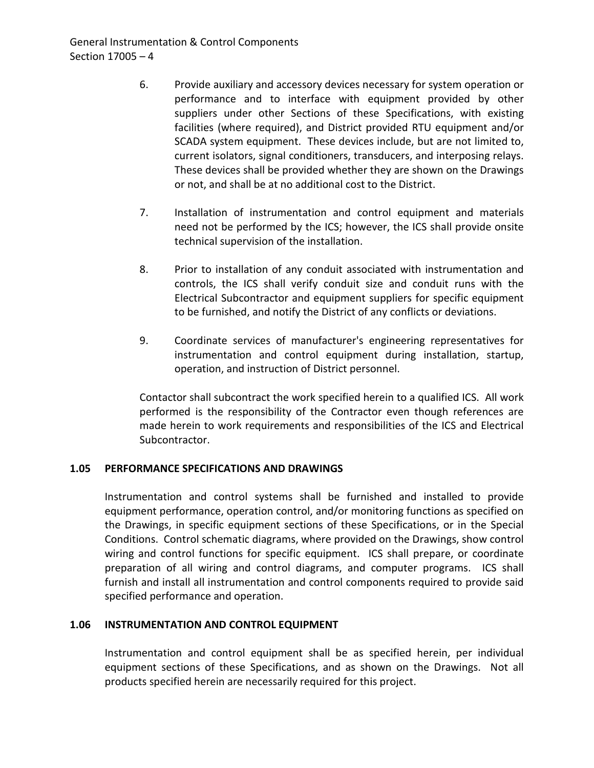6. Provide auxiliary and accessory devices necessary for system operation or performance and to interface with equipment provided by other suppliers under other Sections of these Specifications, with existing facilities (where required), and District provided RTU equipment and/or SCADA system equipment. These devices include, but are not limited to, current isolators, signal conditioners, transducers, and interposing relays. These devices shall be provided whether they are shown on the Drawings or not, and shall be at no additional cost to the District.

7. Installation of instrumentation and control equipment and materials need not be performed by the ICS; however, the ICS shall provide onsite technical supervision of the installation.

8. Prior to installation of any conduit associated with instrumentation and controls, the ICS shall verify conduit size and conduit runs with the Electrical Subcontractor and equipment suppliers for specific equipment to be furnished, and notify the District of any conflicts or deviations.

9. Coordinate services of manufacturer's engineering representatives for instrumentation and control equipment during installation, startup, operation, and instruction of District personnel.

Contactor shall subcontract the work specified herein to a qualified ICS. All work performed is the responsibility of the Contractor even though references are made herein to work requirements and responsibilities of the ICS and Electrical Subcontractor.

### 1.05 PERFORMANCE SPECIFICATIONS AND DRAWINGS

Instrumentation and control systems shall be furnished and installed to provide equipment performance, operation control, and/or monitoring functions as specified on the Drawings, in specific equipment sections of these Specifications, or in the Special Conditions. Control schematic diagrams, where provided on the Drawings, show control wiring and control functions for specific equipment. ICS shall prepare, or coordinate preparation of all wiring and control diagrams, and computer programs. ICS shall furnish and install all instrumentation and control components required to provide said specified performance and operation.

### 1.06 INSTRUMENTATION AND CONTROL EQUIPMENT

Instrumentation and control equipment shall be as specified herein, per individual equipment sections of these Specifications, and as shown on the Drawings. Not all products specified herein are necessarily required for this project.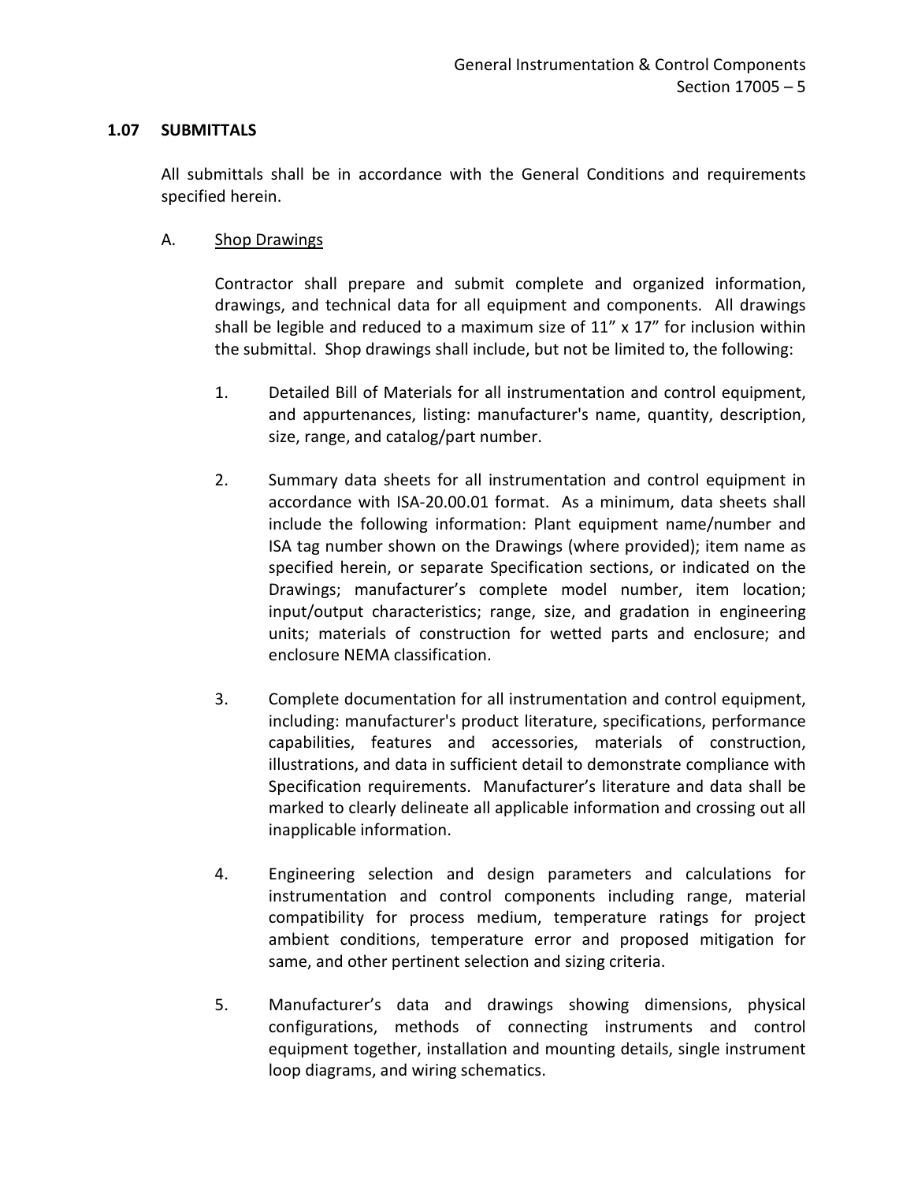### 1.07 SUBMITTALS

All submittals shall be in accordance with the General Conditions and requirements specified herein.

A. Shop Drawings

Contractor shall prepare and submit complete and organized information, drawings, and technical data for all equipment and components. All drawings shall be legible and reduced to a maximum size of 11" x 17" for inclusion within the submittal. Shop drawings shall include, but not be limited to, the following:

1. Detailed Bill of Materials for all instrumentation and control equipment, and appurtenances, listing: manufacturer's name, quantity, description, size, range, and catalog/part number.

2. Summary data sheets for all instrumentation and control equipment in accordance with ISA-20.00.01 format. As a minimum, data sheets shall include the following information: Plant equipment name/number and ISA tag number shown on the Drawings (where provided); item name as specified herein, or separate Specification sections, or indicated on the Drawings; manufacturer's complete model number, item location; input/output characteristics; range, size, and gradation in engineering units; materials of construction for wetted parts and enclosure; and enclosure NEMA classification.

3. Complete documentation for all instrumentation and control equipment, including: manufacturer's product literature, specifications, performance capabilities, features and accessories, materials of construction, illustrations, and data in sufficient detail to demonstrate compliance with Specification requirements. Manufacturer's literature and data shall be marked to clearly delineate all applicable information and crossing out all inapplicable information.

4. Engineering selection and design parameters and calculations for instrumentation and control components including range, material compatibility for process medium, temperature ratings for project ambient conditions, temperature error and proposed mitigation for same, and other pertinent selection and sizing criteria.

5. Manufacturer's data and drawings showing dimensions, physical configurations, methods of connecting instruments and control equipment together, installation and mounting details, single instrument loop diagrams, and wiring schematics.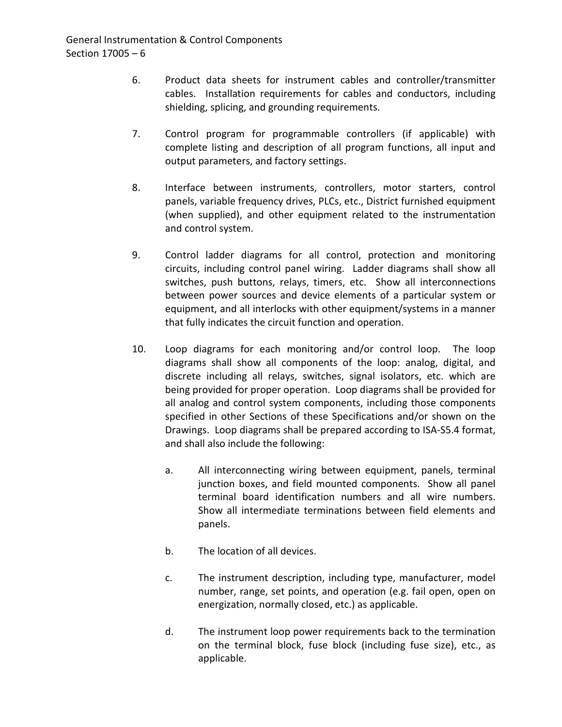6. Product data sheets for instrument cables and controller/transmitter cables. Installation requirements for cables and conductors, including shielding, splicing, and grounding requirements.

7. Control program for programmable controllers (if applicable) with complete listing and description of all program functions, all input and output parameters, and factory settings.

8. Interface between instruments, controllers, motor starters, control panels, variable frequency drives, PLCs, etc., District furnished equipment (when supplied), and other equipment related to the instrumentation and control system.

9. Control ladder diagrams for all control, protection and monitoring circuits, including control panel wiring. Ladder diagrams shall show all switches, push buttons, relays, timers, etc. Show all interconnections between power sources and device elements of a particular system or equipment, and all interlocks with other equipment/systems in a manner that fully indicates the circuit function and operation.

10. Loop diagrams for each monitoring and/or control loop. The loop diagrams shall show all components of the loop: analog, digital, and discrete including all relays, switches, signal isolators, etc. which are being provided for proper operation. Loop diagrams shall be provided for all analog and control system components, including those components specified in other Sections of these Specifications and/or shown on the Drawings. Loop diagrams shall be prepared according to ISA-S5.4 format, and shall also include the following:

    a. All interconnecting wiring between equipment, panels, terminal junction boxes, and field mounted components. Show all panel terminal board identification numbers and all wire numbers. Show all intermediate terminations between field elements and panels.

    b. The location of all devices.

    c. The instrument description, including type, manufacturer, model number, range, set points, and operation (e.g. fail open, open on energization, normally closed, etc.) as applicable.

    d. The instrument loop power requirements back to the termination on the terminal block, fuse block (including fuse size), etc., as applicable.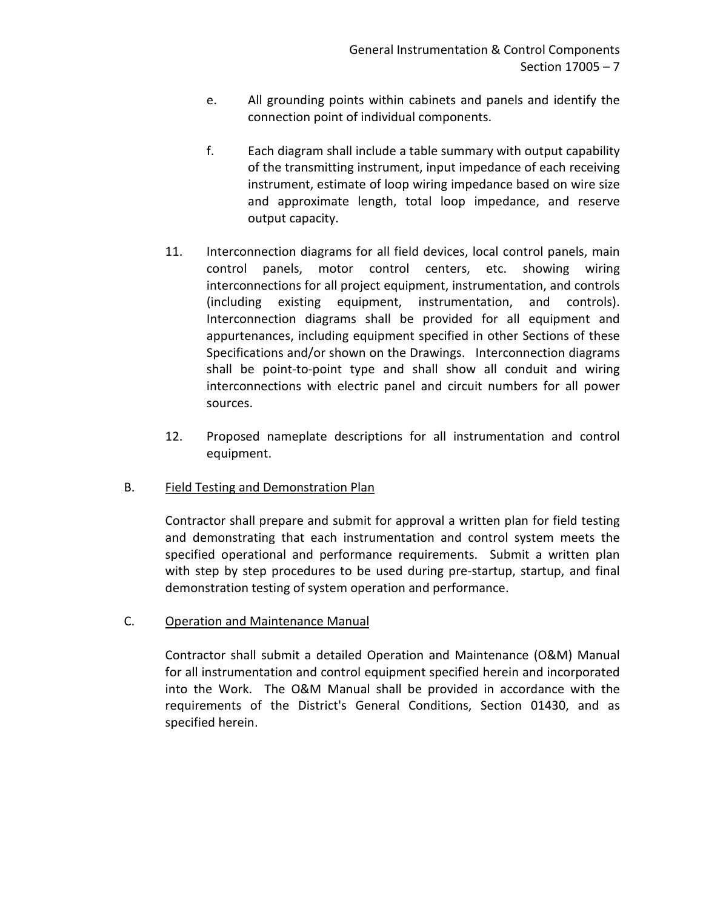e. All grounding points within cabinets and panels and identify the connection point of individual components.

f. Each diagram shall include a table summary with output capability of the transmitting instrument, input impedance of each receiving instrument, estimate of loop wiring impedance based on wire size and approximate length, total loop impedance, and reserve output capacity.

11. Interconnection diagrams for all field devices, local control panels, main control panels, motor control centers, etc. showing wiring interconnections for all project equipment, instrumentation, and controls (including existing equipment, instrumentation, and controls). Interconnection diagrams shall be provided for all equipment and appurtenances, including equipment specified in other Sections of these Specifications and/or shown on the Drawings. Interconnection diagrams shall be point-to-point type and shall show all conduit and wiring interconnections with electric panel and circuit numbers for all power sources.

12. Proposed nameplate descriptions for all instrumentation and control equipment.

B. <u>Field Testing and Demonstration Plan</u>

Contractor shall prepare and submit for approval a written plan for field testing and demonstrating that each instrumentation and control system meets the specified operational and performance requirements. Submit a written plan with step by step procedures to be used during pre-startup, startup, and final demonstration testing of system operation and performance.

C. <u>Operation and Maintenance Manual</u>

Contractor shall submit a detailed Operation and Maintenance (O&M) Manual for all instrumentation and control equipment specified herein and incorporated into the Work. The O&M Manual shall be provided in accordance with the requirements of the District's General Conditions, Section 01430, and as specified herein.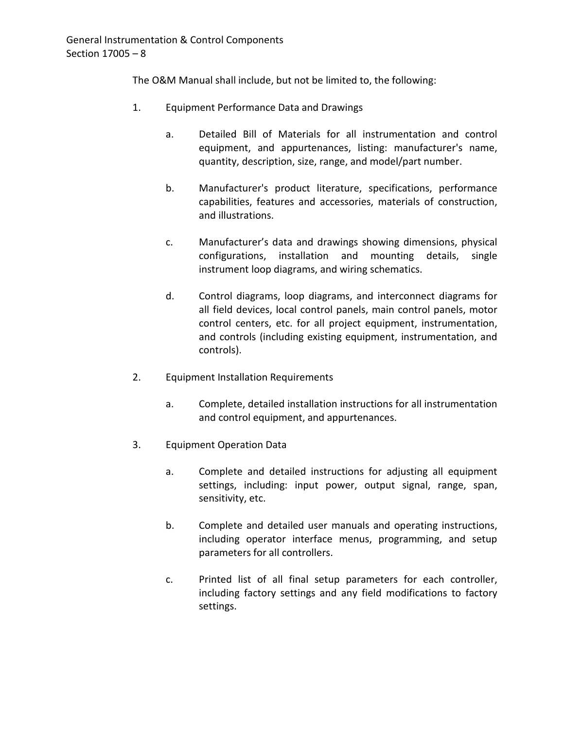The O&M Manual shall include, but not be limited to, the following:

1. Equipment Performance Data and Drawings

   a. Detailed Bill of Materials for all instrumentation and control equipment, and appurtenances, listing: manufacturer's name, quantity, description, size, range, and model/part number.

   b. Manufacturer's product literature, specifications, performance capabilities, features and accessories, materials of construction, and illustrations.

   c. Manufacturer's data and drawings showing dimensions, physical configurations, installation and mounting details, single instrument loop diagrams, and wiring schematics.

   d. Control diagrams, loop diagrams, and interconnect diagrams for all field devices, local control panels, main control panels, motor control centers, etc. for all project equipment, instrumentation, and controls (including existing equipment, instrumentation, and controls).

2. Equipment Installation Requirements

   a. Complete, detailed installation instructions for all instrumentation and control equipment, and appurtenances.

3. Equipment Operation Data

   a. Complete and detailed instructions for adjusting all equipment settings, including: input power, output signal, range, span, sensitivity, etc.

   b. Complete and detailed user manuals and operating instructions, including operator interface menus, programming, and setup parameters for all controllers.

   c. Printed list of all final setup parameters for each controller, including factory settings and any field modifications to factory settings.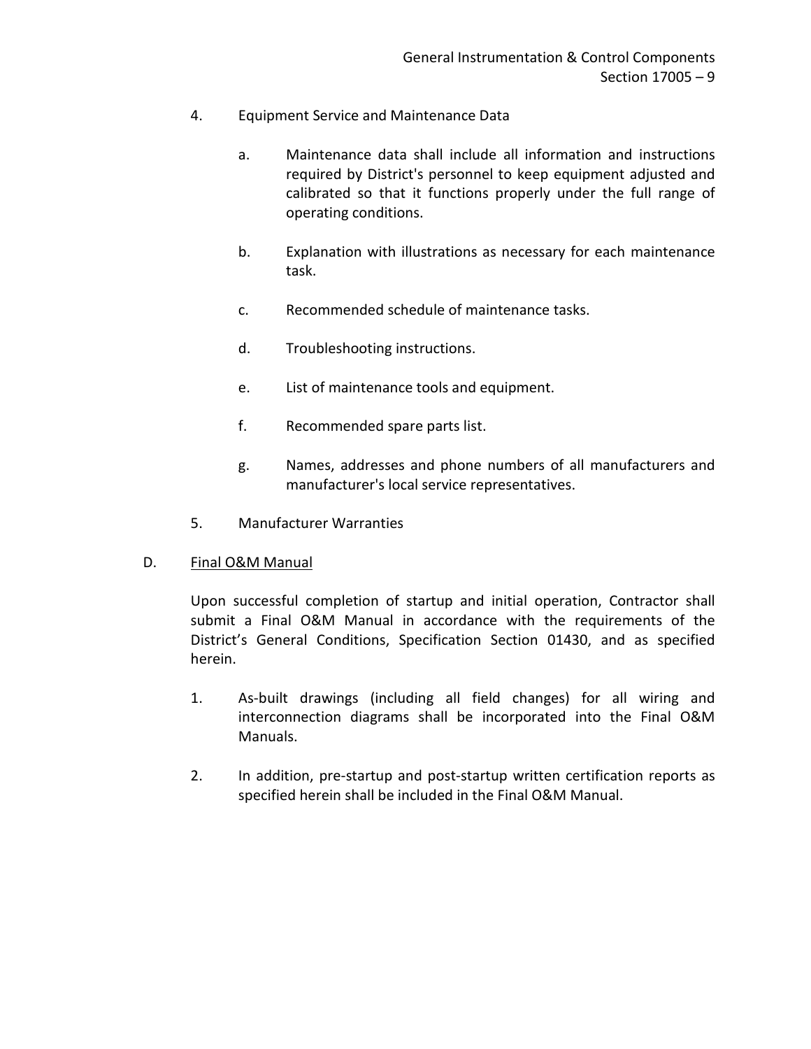4. Equipment Service and Maintenance Data

   a. Maintenance data shall include all information and instructions required by District's personnel to keep equipment adjusted and calibrated so that it functions properly under the full range of operating conditions.

   b. Explanation with illustrations as necessary for each maintenance task.

   c. Recommended schedule of maintenance tasks.

   d. Troubleshooting instructions.

   e. List of maintenance tools and equipment.

   f. Recommended spare parts list.

   g. Names, addresses and phone numbers of all manufacturers and manufacturer's local service representatives.

5. Manufacturer Warranties

D. <u>Final O&M Manual</u>

Upon successful completion of startup and initial operation, Contractor shall submit a Final O&M Manual in accordance with the requirements of the District's General Conditions, Specification Section 01430, and as specified herein.

1. As-built drawings (including all field changes) for all wiring and interconnection diagrams shall be incorporated into the Final O&M Manuals.

2. In addition, pre-startup and post-startup written certification reports as specified herein shall be included in the Final O&M Manual.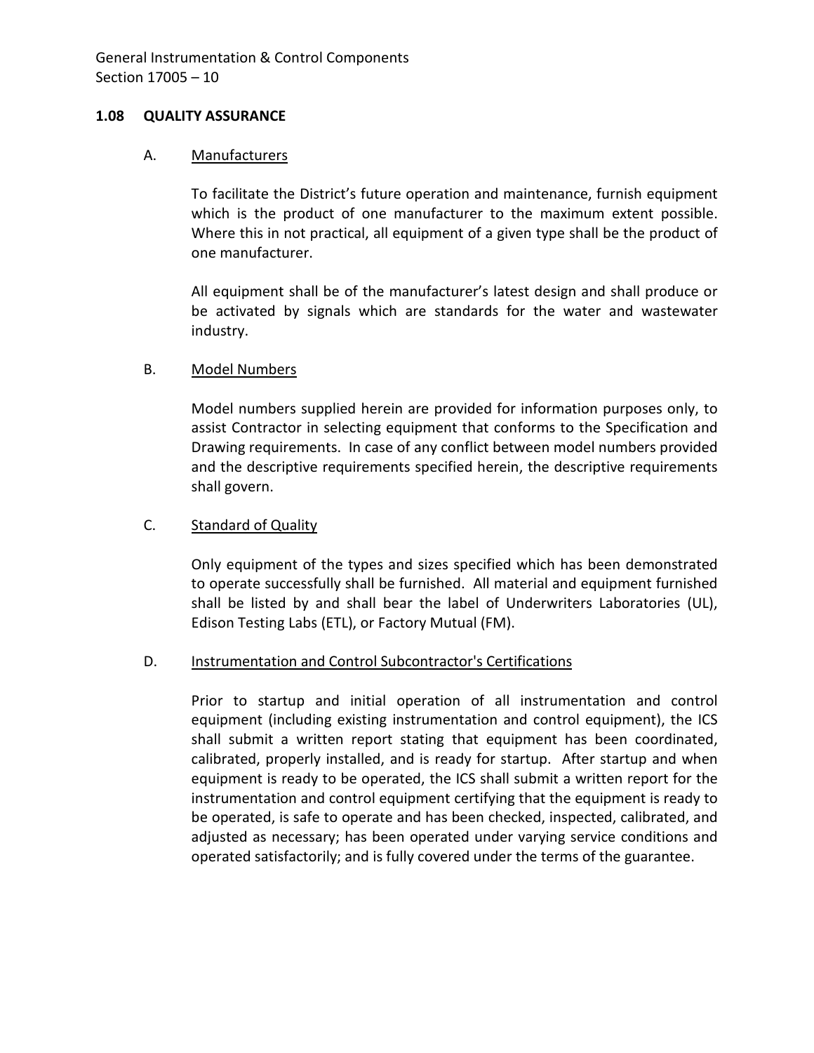## 1.08 QUALITY ASSURANCE

### A. Manufacturers

To facilitate the District's future operation and maintenance, furnish equipment which is the product of one manufacturer to the maximum extent possible. Where this in not practical, all equipment of a given type shall be the product of one manufacturer.

All equipment shall be of the manufacturer's latest design and shall produce or be activated by signals which are standards for the water and wastewater industry.

### B. Model Numbers

Model numbers supplied herein are provided for information purposes only, to assist Contractor in selecting equipment that conforms to the Specification and Drawing requirements. In case of any conflict between model numbers provided and the descriptive requirements specified herein, the descriptive requirements shall govern.

### C. Standard of Quality

Only equipment of the types and sizes specified which has been demonstrated to operate successfully shall be furnished. All material and equipment furnished shall be listed by and shall bear the label of Underwriters Laboratories (UL), Edison Testing Labs (ETL), or Factory Mutual (FM).

### D. Instrumentation and Control Subcontractor's Certifications

Prior to startup and initial operation of all instrumentation and control equipment (including existing instrumentation and control equipment), the ICS shall submit a written report stating that equipment has been coordinated, calibrated, properly installed, and is ready for startup. After startup and when equipment is ready to be operated, the ICS shall submit a written report for the instrumentation and control equipment certifying that the equipment is ready to be operated, is safe to operate and has been checked, inspected, calibrated, and adjusted as necessary; has been operated under varying service conditions and operated satisfactorily; and is fully covered under the terms of the guarantee.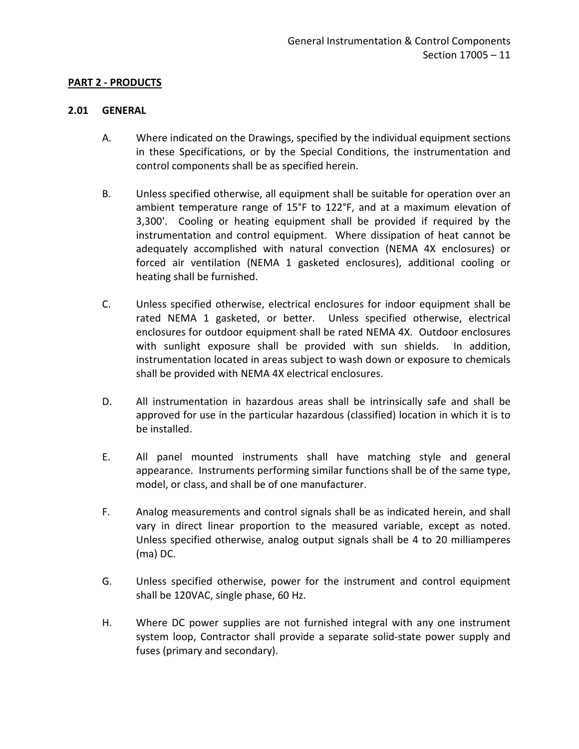## PART 2 - PRODUCTS

### 2.01 GENERAL

A. Where indicated on the Drawings, specified by the individual equipment sections in these Specifications, or by the Special Conditions, the instrumentation and control components shall be as specified herein.

B. Unless specified otherwise, all equipment shall be suitable for operation over an ambient temperature range of 15°F to 122°F, and at a maximum elevation of 3,300'. Cooling or heating equipment shall be provided if required by the instrumentation and control equipment. Where dissipation of heat cannot be adequately accomplished with natural convection (NEMA 4X enclosures) or forced air ventilation (NEMA 1 gasketed enclosures), additional cooling or heating shall be furnished.

C. Unless specified otherwise, electrical enclosures for indoor equipment shall be rated NEMA 1 gasketed, or better. Unless specified otherwise, electrical enclosures for outdoor equipment shall be rated NEMA 4X. Outdoor enclosures with sunlight exposure shall be provided with sun shields. In addition, instrumentation located in areas subject to wash down or exposure to chemicals shall be provided with NEMA 4X electrical enclosures.

D. All instrumentation in hazardous areas shall be intrinsically safe and shall be approved for use in the particular hazardous (classified) location in which it is to be installed.

E. All panel mounted instruments shall have matching style and general appearance. Instruments performing similar functions shall be of the same type, model, or class, and shall be of one manufacturer.

F. Analog measurements and control signals shall be as indicated herein, and shall vary in direct linear proportion to the measured variable, except as noted. Unless specified otherwise, analog output signals shall be 4 to 20 milliamperes (ma) DC.

G. Unless specified otherwise, power for the instrument and control equipment shall be 120VAC, single phase, 60 Hz.

H. Where DC power supplies are not furnished integral with any one instrument system loop, Contractor shall provide a separate solid-state power supply and fuses (primary and secondary).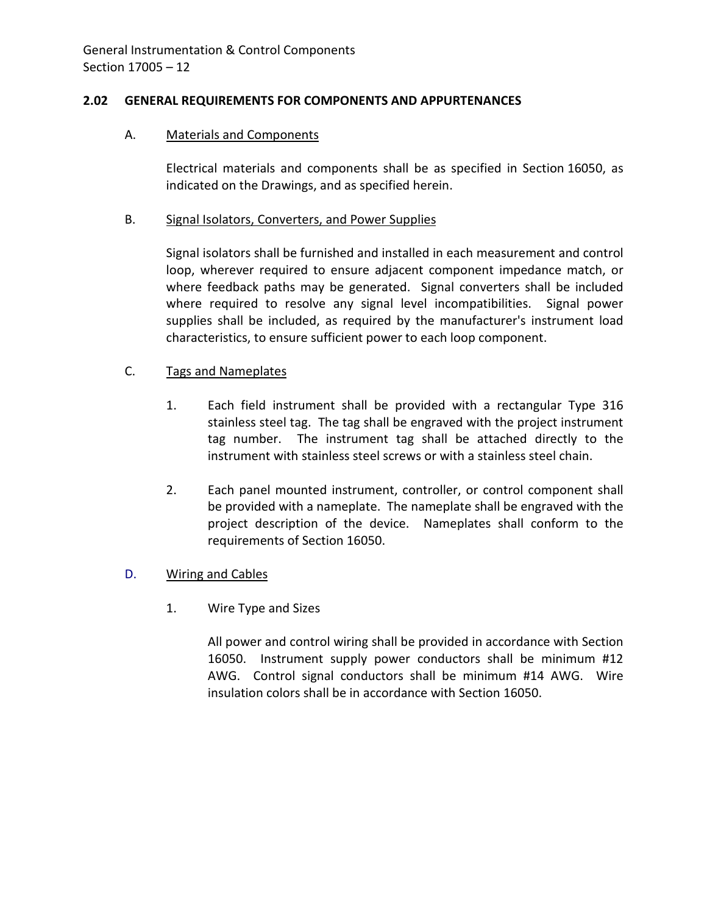### 2.02 GENERAL REQUIREMENTS FOR COMPONENTS AND APPURTENANCES

A. Materials and Components

Electrical materials and components shall be as specified in Section 16050, as indicated on the Drawings, and as specified herein.

B. Signal Isolators, Converters, and Power Supplies

Signal isolators shall be furnished and installed in each measurement and control loop, wherever required to ensure adjacent component impedance match, or where feedback paths may be generated. Signal converters shall be included where required to resolve any signal level incompatibilities. Signal power supplies shall be included, as required by the manufacturer's instrument load characteristics, to ensure sufficient power to each loop component.

C. Tags and Nameplates

1. Each field instrument shall be provided with a rectangular Type 316 stainless steel tag. The tag shall be engraved with the project instrument tag number. The instrument tag shall be attached directly to the instrument with stainless steel screws or with a stainless steel chain.

2. Each panel mounted instrument, controller, or control component shall be provided with a nameplate. The nameplate shall be engraved with the project description of the device. Nameplates shall conform to the requirements of Section 16050.

D. Wiring and Cables

1. Wire Type and Sizes

All power and control wiring shall be provided in accordance with Section 16050. Instrument supply power conductors shall be minimum #12 AWG. Control signal conductors shall be minimum #14 AWG. Wire insulation colors shall be in accordance with Section 16050.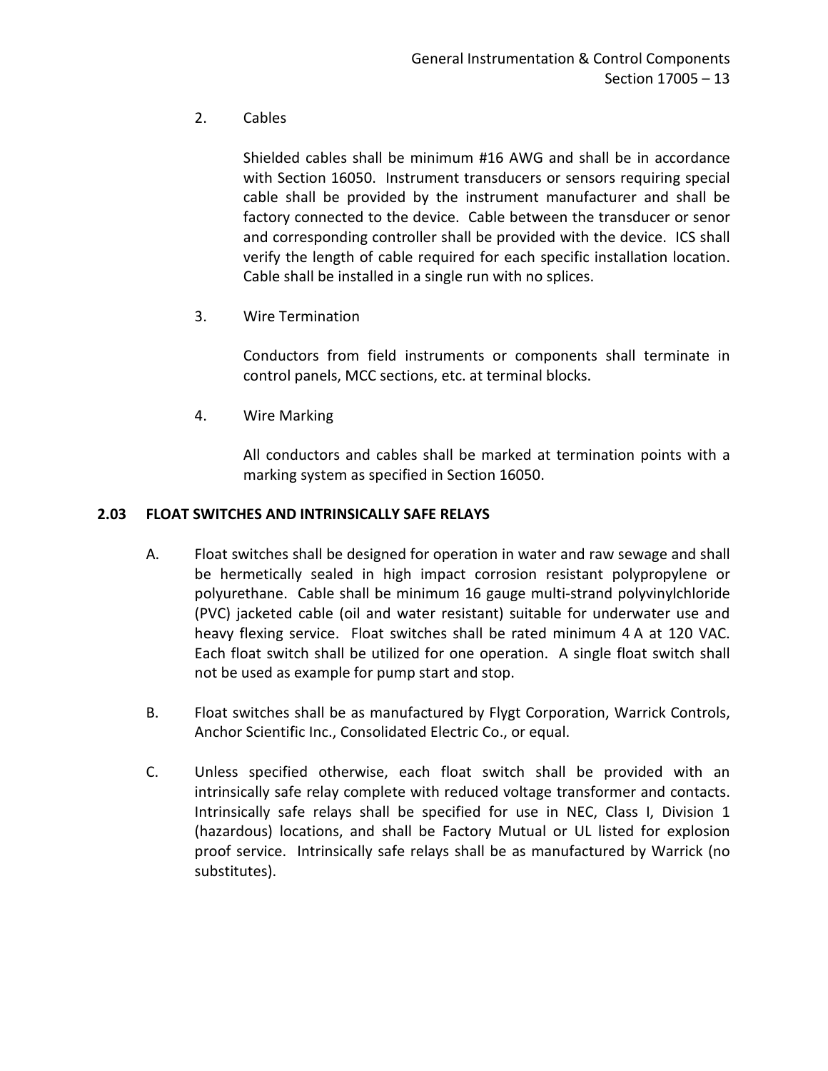2. Cables

   Shielded cables shall be minimum #16 AWG and shall be in accordance with Section 16050. Instrument transducers or sensors requiring special cable shall be provided by the instrument manufacturer and shall be factory connected to the device. Cable between the transducer or senor and corresponding controller shall be provided with the device. ICS shall verify the length of cable required for each specific installation location. Cable shall be installed in a single run with no splices.

3. Wire Termination

   Conductors from field instruments or components shall terminate in control panels, MCC sections, etc. at terminal blocks.

4. Wire Marking

   All conductors and cables shall be marked at termination points with a marking system as specified in Section 16050.

## 2.03 FLOAT SWITCHES AND INTRINSICALLY SAFE RELAYS

A. Float switches shall be designed for operation in water and raw sewage and shall be hermetically sealed in high impact corrosion resistant polypropylene or polyurethane. Cable shall be minimum 16 gauge multi-strand polyvinylchloride (PVC) jacketed cable (oil and water resistant) suitable for underwater use and heavy flexing service. Float switches shall be rated minimum 4 A at 120 VAC. Each float switch shall be utilized for one operation. A single float switch shall not be used as example for pump start and stop.

B. Float switches shall be as manufactured by Flygt Corporation, Warrick Controls, Anchor Scientific Inc., Consolidated Electric Co., or equal.

C. Unless specified otherwise, each float switch shall be provided with an intrinsically safe relay complete with reduced voltage transformer and contacts. Intrinsically safe relays shall be specified for use in NEC, Class I, Division 1 (hazardous) locations, and shall be Factory Mutual or UL listed for explosion proof service. Intrinsically safe relays shall be as manufactured by Warrick (no substitutes).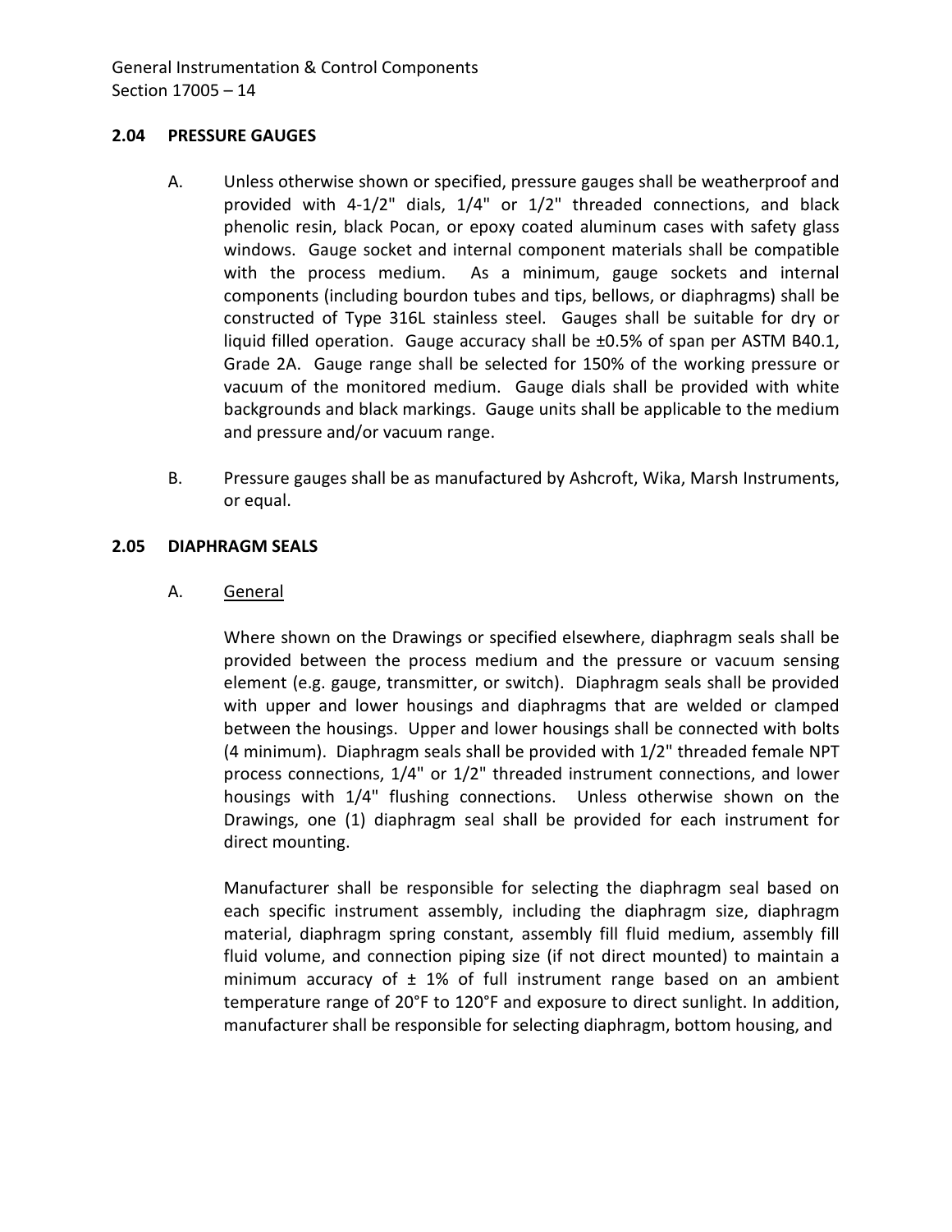## 2.04 PRESSURE GAUGES

A. Unless otherwise shown or specified, pressure gauges shall be weatherproof and provided with 4-1/2" dials, 1/4" or 1/2" threaded connections, and black phenolic resin, black Pocan, or epoxy coated aluminum cases with safety glass windows. Gauge socket and internal component materials shall be compatible with the process medium. As a minimum, gauge sockets and internal components (including bourdon tubes and tips, bellows, or diaphragms) shall be constructed of Type 316L stainless steel. Gauges shall be suitable for dry or liquid filled operation. Gauge accuracy shall be ±0.5% of span per ASTM B40.1, Grade 2A. Gauge range shall be selected for 150% of the working pressure or vacuum of the monitored medium. Gauge dials shall be provided with white backgrounds and black markings. Gauge units shall be applicable to the medium and pressure and/or vacuum range.

B. Pressure gauges shall be as manufactured by Ashcroft, Wika, Marsh Instruments, or equal.

## 2.05 DIAPHRAGM SEALS

A. General

Where shown on the Drawings or specified elsewhere, diaphragm seals shall be provided between the process medium and the pressure or vacuum sensing element (e.g. gauge, transmitter, or switch). Diaphragm seals shall be provided with upper and lower housings and diaphragms that are welded or clamped between the housings. Upper and lower housings shall be connected with bolts (4 minimum). Diaphragm seals shall be provided with 1/2" threaded female NPT process connections, 1/4" or 1/2" threaded instrument connections, and lower housings with 1/4" flushing connections. Unless otherwise shown on the Drawings, one (1) diaphragm seal shall be provided for each instrument for direct mounting.

Manufacturer shall be responsible for selecting the diaphragm seal based on each specific instrument assembly, including the diaphragm size, diaphragm material, diaphragm spring constant, assembly fill fluid medium, assembly fill fluid volume, and connection piping size (if not direct mounted) to maintain a minimum accuracy of ± 1% of full instrument range based on an ambient temperature range of 20°F to 120°F and exposure to direct sunlight. In addition, manufacturer shall be responsible for selecting diaphragm, bottom housing, and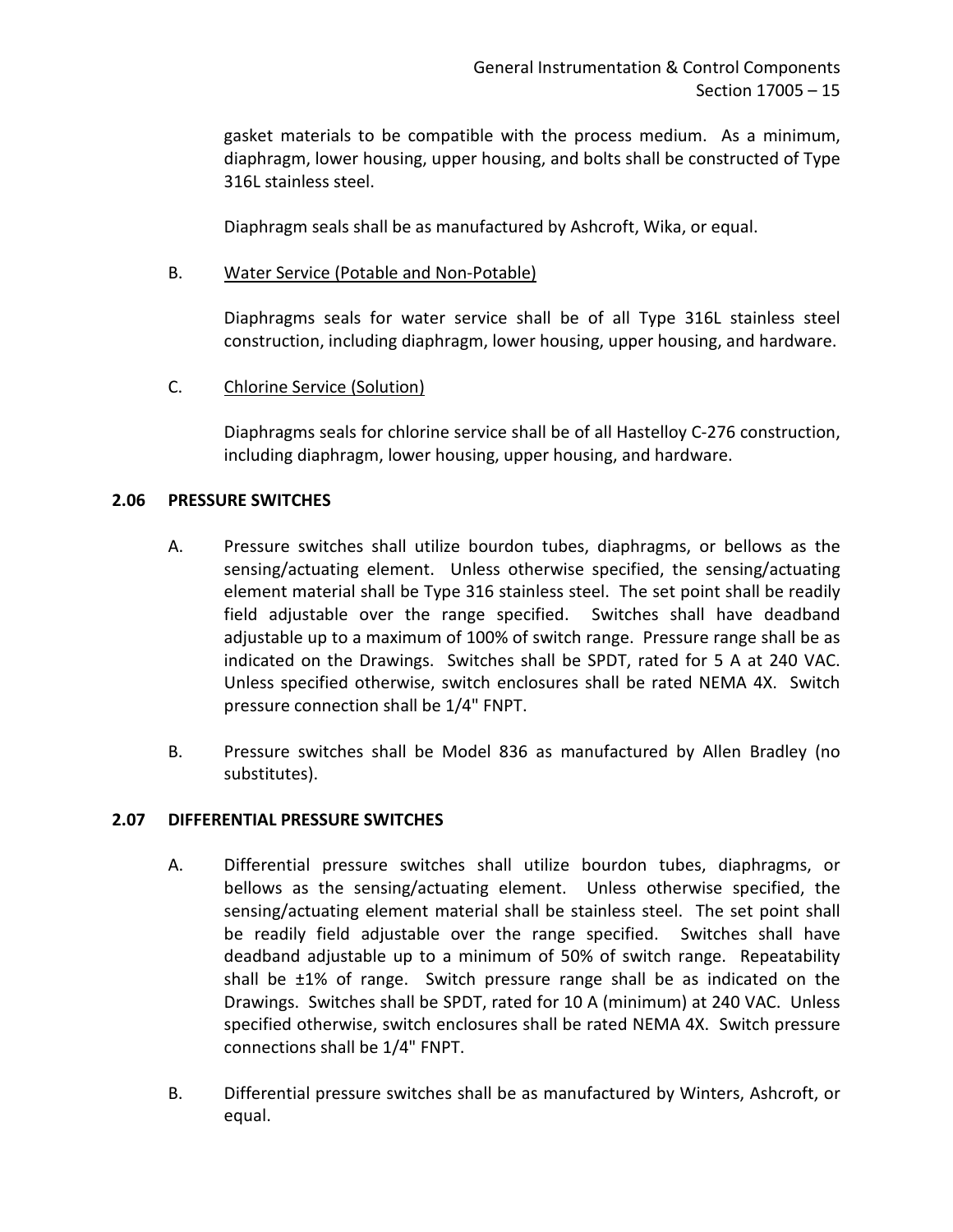gasket materials to be compatible with the process medium. As a minimum, diaphragm, lower housing, upper housing, and bolts shall be constructed of Type 316L stainless steel.

Diaphragm seals shall be as manufactured by Ashcroft, Wika, or equal.

B. Water Service (Potable and Non-Potable)

Diaphragms seals for water service shall be of all Type 316L stainless steel construction, including diaphragm, lower housing, upper housing, and hardware.

C. Chlorine Service (Solution)

Diaphragms seals for chlorine service shall be of all Hastelloy C-276 construction, including diaphragm, lower housing, upper housing, and hardware.

## 2.06 PRESSURE SWITCHES

A. Pressure switches shall utilize bourdon tubes, diaphragms, or bellows as the sensing/actuating element. Unless otherwise specified, the sensing/actuating element material shall be Type 316 stainless steel. The set point shall be readily field adjustable over the range specified. Switches shall have deadband adjustable up to a maximum of 100% of switch range. Pressure range shall be as indicated on the Drawings. Switches shall be SPDT, rated for 5 A at 240 VAC. Unless specified otherwise, switch enclosures shall be rated NEMA 4X. Switch pressure connection shall be 1/4" FNPT.

B. Pressure switches shall be Model 836 as manufactured by Allen Bradley (no substitutes).

## 2.07 DIFFERENTIAL PRESSURE SWITCHES

A. Differential pressure switches shall utilize bourdon tubes, diaphragms, or bellows as the sensing/actuating element. Unless otherwise specified, the sensing/actuating element material shall be stainless steel. The set point shall be readily field adjustable over the range specified. Switches shall have deadband adjustable up to a minimum of 50% of switch range. Repeatability shall be ±1% of range. Switch pressure range shall be as indicated on the Drawings. Switches shall be SPDT, rated for 10 A (minimum) at 240 VAC. Unless specified otherwise, switch enclosures shall be rated NEMA 4X. Switch pressure connections shall be 1/4" FNPT.

B. Differential pressure switches shall be as manufactured by Winters, Ashcroft, or equal.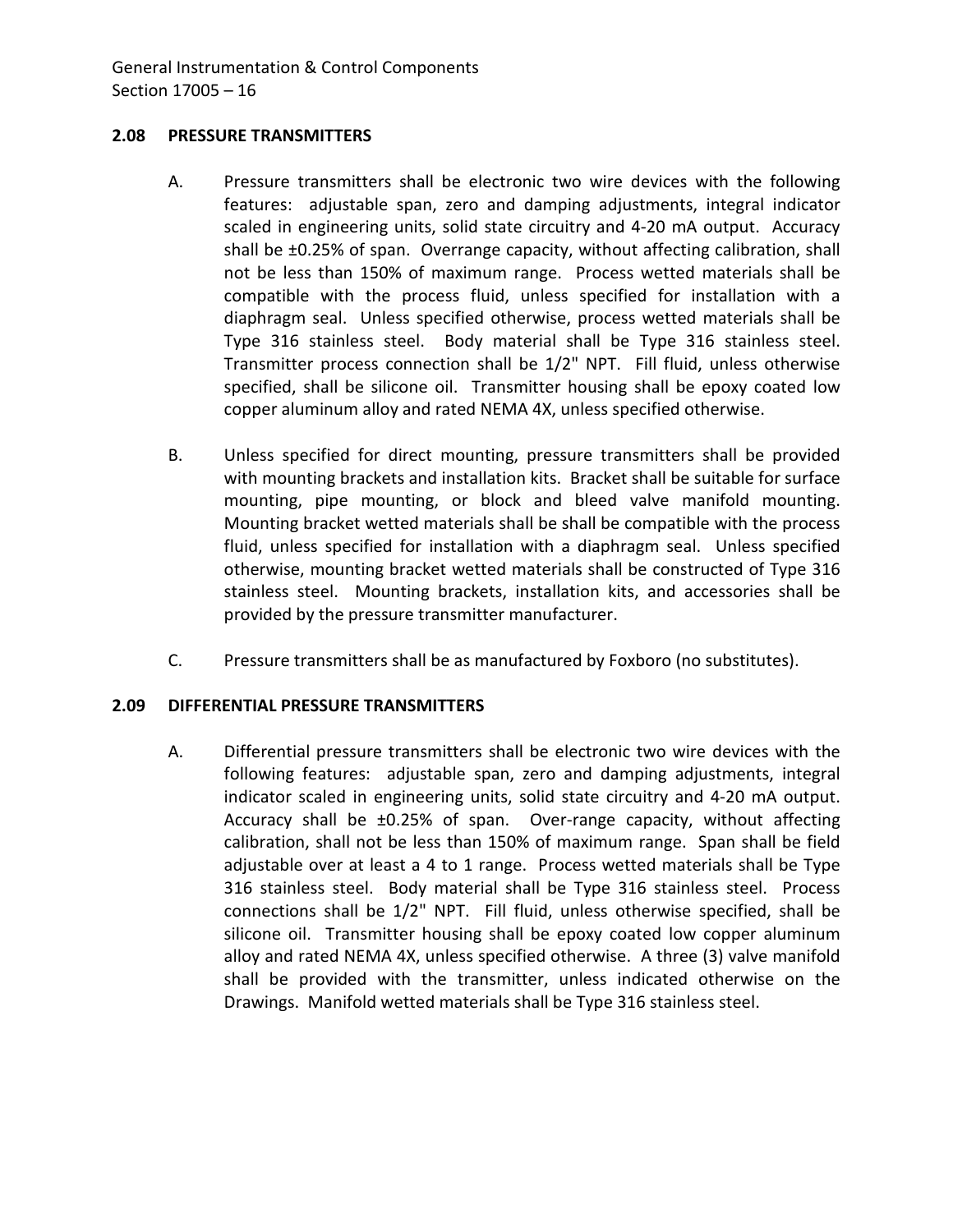## 2.08 PRESSURE TRANSMITTERS

A. Pressure transmitters shall be electronic two wire devices with the following features: adjustable span, zero and damping adjustments, integral indicator scaled in engineering units, solid state circuitry and 4-20 mA output. Accuracy shall be ±0.25% of span. Overrange capacity, without affecting calibration, shall not be less than 150% of maximum range. Process wetted materials shall be compatible with the process fluid, unless specified for installation with a diaphragm seal. Unless specified otherwise, process wetted materials shall be Type 316 stainless steel. Body material shall be Type 316 stainless steel. Transmitter process connection shall be 1/2" NPT. Fill fluid, unless otherwise specified, shall be silicone oil. Transmitter housing shall be epoxy coated low copper aluminum alloy and rated NEMA 4X, unless specified otherwise.

B. Unless specified for direct mounting, pressure transmitters shall be provided with mounting brackets and installation kits. Bracket shall be suitable for surface mounting, pipe mounting, or block and bleed valve manifold mounting. Mounting bracket wetted materials shall be shall be compatible with the process fluid, unless specified for installation with a diaphragm seal. Unless specified otherwise, mounting bracket wetted materials shall be constructed of Type 316 stainless steel. Mounting brackets, installation kits, and accessories shall be provided by the pressure transmitter manufacturer.

C. Pressure transmitters shall be as manufactured by Foxboro (no substitutes).

## 2.09 DIFFERENTIAL PRESSURE TRANSMITTERS

A. Differential pressure transmitters shall be electronic two wire devices with the following features: adjustable span, zero and damping adjustments, integral indicator scaled in engineering units, solid state circuitry and 4-20 mA output. Accuracy shall be ±0.25% of span. Over-range capacity, without affecting calibration, shall not be less than 150% of maximum range. Span shall be field adjustable over at least a 4 to 1 range. Process wetted materials shall be Type 316 stainless steel. Body material shall be Type 316 stainless steel. Process connections shall be 1/2" NPT. Fill fluid, unless otherwise specified, shall be silicone oil. Transmitter housing shall be epoxy coated low copper aluminum alloy and rated NEMA 4X, unless specified otherwise. A three (3) valve manifold shall be provided with the transmitter, unless indicated otherwise on the Drawings. Manifold wetted materials shall be Type 316 stainless steel.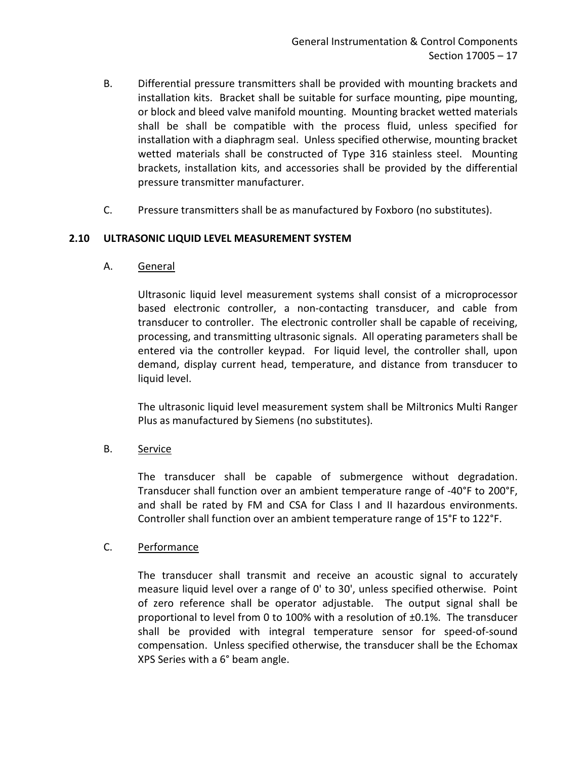B. Differential pressure transmitters shall be provided with mounting brackets and installation kits. Bracket shall be suitable for surface mounting, pipe mounting, or block and bleed valve manifold mounting. Mounting bracket wetted materials shall be shall be compatible with the process fluid, unless specified for installation with a diaphragm seal. Unless specified otherwise, mounting bracket wetted materials shall be constructed of Type 316 stainless steel. Mounting brackets, installation kits, and accessories shall be provided by the differential pressure transmitter manufacturer.

C. Pressure transmitters shall be as manufactured by Foxboro (no substitutes).

## 2.10 ULTRASONIC LIQUID LEVEL MEASUREMENT SYSTEM

A. General

Ultrasonic liquid level measurement systems shall consist of a microprocessor based electronic controller, a non-contacting transducer, and cable from transducer to controller. The electronic controller shall be capable of receiving, processing, and transmitting ultrasonic signals. All operating parameters shall be entered via the controller keypad. For liquid level, the controller shall, upon demand, display current head, temperature, and distance from transducer to liquid level.

The ultrasonic liquid level measurement system shall be Miltronics Multi Ranger Plus as manufactured by Siemens (no substitutes).

B. Service

The transducer shall be capable of submergence without degradation. Transducer shall function over an ambient temperature range of -40°F to 200°F, and shall be rated by FM and CSA for Class I and II hazardous environments. Controller shall function over an ambient temperature range of 15°F to 122°F.

C. Performance

The transducer shall transmit and receive an acoustic signal to accurately measure liquid level over a range of 0' to 30', unless specified otherwise. Point of zero reference shall be operator adjustable. The output signal shall be proportional to level from 0 to 100% with a resolution of ±0.1%. The transducer shall be provided with integral temperature sensor for speed-of-sound compensation. Unless specified otherwise, the transducer shall be the Echomax XPS Series with a 6° beam angle.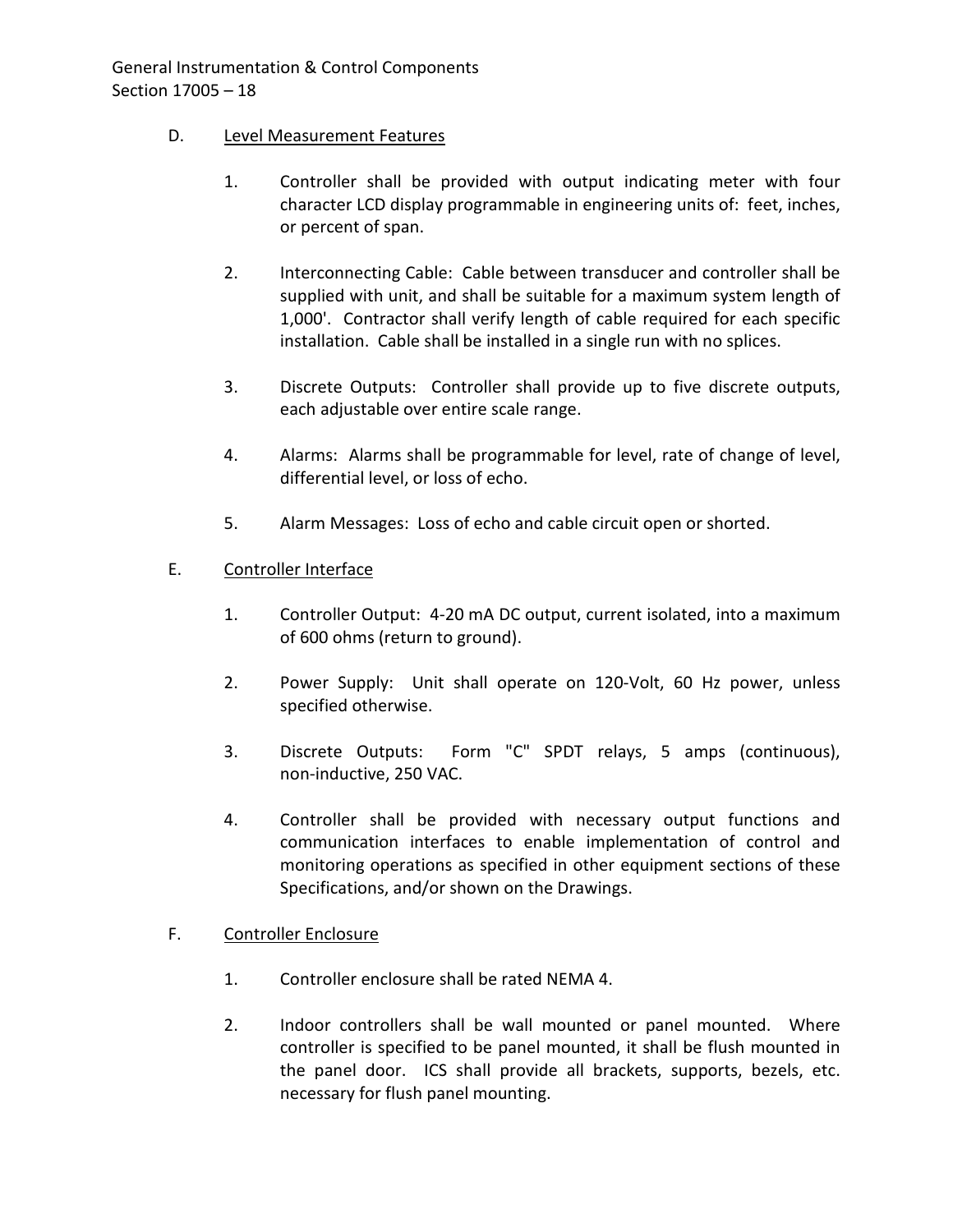D. Level Measurement Features

1. Controller shall be provided with output indicating meter with four character LCD display programmable in engineering units of: feet, inches, or percent of span.

2. Interconnecting Cable: Cable between transducer and controller shall be supplied with unit, and shall be suitable for a maximum system length of 1,000'. Contractor shall verify length of cable required for each specific installation. Cable shall be installed in a single run with no splices.

3. Discrete Outputs: Controller shall provide up to five discrete outputs, each adjustable over entire scale range.

4. Alarms: Alarms shall be programmable for level, rate of change of level, differential level, or loss of echo.

5. Alarm Messages: Loss of echo and cable circuit open or shorted.

E. Controller Interface

1. Controller Output: 4-20 mA DC output, current isolated, into a maximum of 600 ohms (return to ground).

2. Power Supply: Unit shall operate on 120-Volt, 60 Hz power, unless specified otherwise.

3. Discrete Outputs: Form "C" SPDT relays, 5 amps (continuous), non-inductive, 250 VAC.

4. Controller shall be provided with necessary output functions and communication interfaces to enable implementation of control and monitoring operations as specified in other equipment sections of these Specifications, and/or shown on the Drawings.

F. Controller Enclosure

1. Controller enclosure shall be rated NEMA 4.

2. Indoor controllers shall be wall mounted or panel mounted. Where controller is specified to be panel mounted, it shall be flush mounted in the panel door. ICS shall provide all brackets, supports, bezels, etc. necessary for flush panel mounting.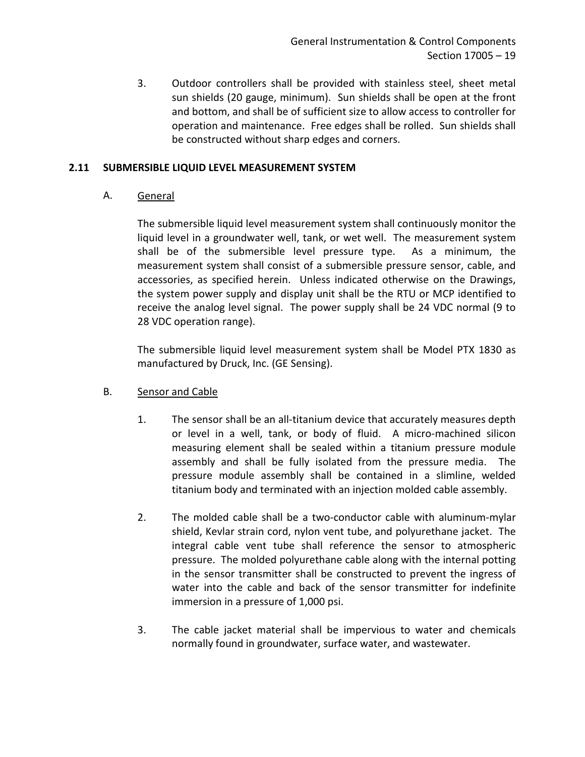3. Outdoor controllers shall be provided with stainless steel, sheet metal sun shields (20 gauge, minimum). Sun shields shall be open at the front and bottom, and shall be of sufficient size to allow access to controller for operation and maintenance. Free edges shall be rolled. Sun shields shall be constructed without sharp edges and corners.

## 2.11 SUBMERSIBLE LIQUID LEVEL MEASUREMENT SYSTEM

### A. General

The submersible liquid level measurement system shall continuously monitor the liquid level in a groundwater well, tank, or wet well. The measurement system shall be of the submersible level pressure type. As a minimum, the measurement system shall consist of a submersible pressure sensor, cable, and accessories, as specified herein. Unless indicated otherwise on the Drawings, the system power supply and display unit shall be the RTU or MCP identified to receive the analog level signal. The power supply shall be 24 VDC normal (9 to 28 VDC operation range).

The submersible liquid level measurement system shall be Model PTX 1830 as manufactured by Druck, Inc. (GE Sensing).

### B. Sensor and Cable

1. The sensor shall be an all-titanium device that accurately measures depth or level in a well, tank, or body of fluid. A micro-machined silicon measuring element shall be sealed within a titanium pressure module assembly and shall be fully isolated from the pressure media. The pressure module assembly shall be contained in a slimline, welded titanium body and terminated with an injection molded cable assembly.

2. The molded cable shall be a two-conductor cable with aluminum-mylar shield, Kevlar strain cord, nylon vent tube, and polyurethane jacket. The integral cable vent tube shall reference the sensor to atmospheric pressure. The molded polyurethane cable along with the internal potting in the sensor transmitter shall be constructed to prevent the ingress of water into the cable and back of the sensor transmitter for indefinite immersion in a pressure of 1,000 psi.

3. The cable jacket material shall be impervious to water and chemicals normally found in groundwater, surface water, and wastewater.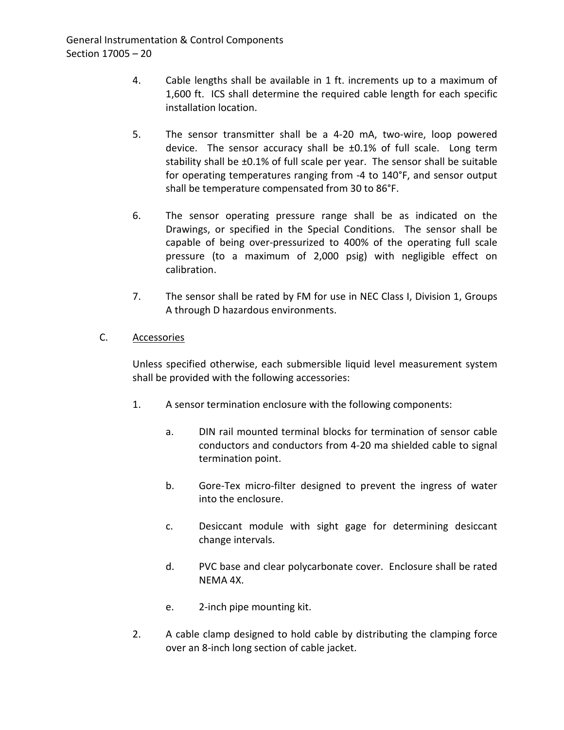4. Cable lengths shall be available in 1 ft. increments up to a maximum of 1,600 ft. ICS shall determine the required cable length for each specific installation location.

5. The sensor transmitter shall be a 4-20 mA, two-wire, loop powered device. The sensor accuracy shall be ±0.1% of full scale. Long term stability shall be ±0.1% of full scale per year. The sensor shall be suitable for operating temperatures ranging from -4 to 140°F, and sensor output shall be temperature compensated from 30 to 86°F.

6. The sensor operating pressure range shall be as indicated on the Drawings, or specified in the Special Conditions. The sensor shall be capable of being over-pressurized to 400% of the operating full scale pressure (to a maximum of 2,000 psig) with negligible effect on calibration.

7. The sensor shall be rated by FM for use in NEC Class I, Division 1, Groups A through D hazardous environments.

C. Accessories

Unless specified otherwise, each submersible liquid level measurement system shall be provided with the following accessories:

1. A sensor termination enclosure with the following components:

   a. DIN rail mounted terminal blocks for termination of sensor cable conductors and conductors from 4-20 ma shielded cable to signal termination point.

   b. Gore-Tex micro-filter designed to prevent the ingress of water into the enclosure.

   c. Desiccant module with sight gage for determining desiccant change intervals.

   d. PVC base and clear polycarbonate cover. Enclosure shall be rated NEMA 4X.

   e. 2-inch pipe mounting kit.

2. A cable clamp designed to hold cable by distributing the clamping force over an 8-inch long section of cable jacket.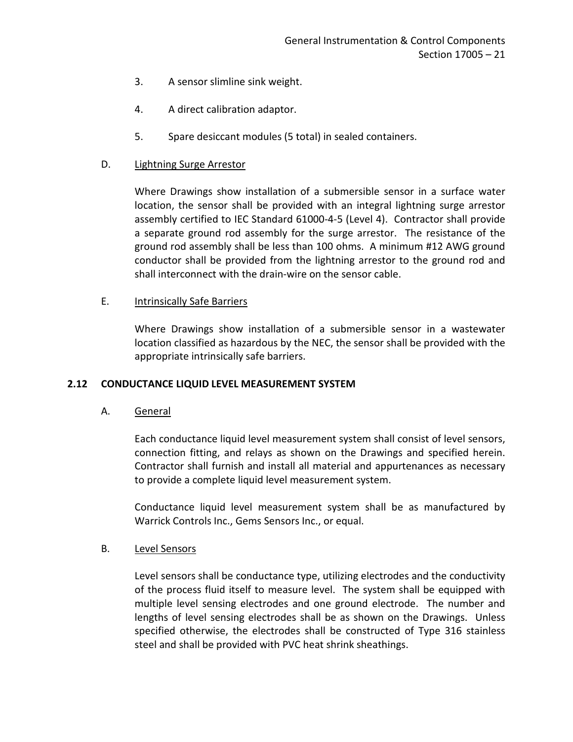3. A sensor slimline sink weight.

4. A direct calibration adaptor.

5. Spare desiccant modules (5 total) in sealed containers.

D. Lightning Surge Arrestor

Where Drawings show installation of a submersible sensor in a surface water location, the sensor shall be provided with an integral lightning surge arrestor assembly certified to IEC Standard 61000-4-5 (Level 4). Contractor shall provide a separate ground rod assembly for the surge arrestor. The resistance of the ground rod assembly shall be less than 100 ohms. A minimum #12 AWG ground conductor shall be provided from the lightning arrestor to the ground rod and shall interconnect with the drain-wire on the sensor cable.

E. Intrinsically Safe Barriers

Where Drawings show installation of a submersible sensor in a wastewater location classified as hazardous by the NEC, the sensor shall be provided with the appropriate intrinsically safe barriers.

## 2.12 CONDUCTANCE LIQUID LEVEL MEASUREMENT SYSTEM

A. General

Each conductance liquid level measurement system shall consist of level sensors, connection fitting, and relays as shown on the Drawings and specified herein. Contractor shall furnish and install all material and appurtenances as necessary to provide a complete liquid level measurement system.

Conductance liquid level measurement system shall be as manufactured by Warrick Controls Inc., Gems Sensors Inc., or equal.

B. Level Sensors

Level sensors shall be conductance type, utilizing electrodes and the conductivity of the process fluid itself to measure level. The system shall be equipped with multiple level sensing electrodes and one ground electrode. The number and lengths of level sensing electrodes shall be as shown on the Drawings. Unless specified otherwise, the electrodes shall be constructed of Type 316 stainless steel and shall be provided with PVC heat shrink sheathings.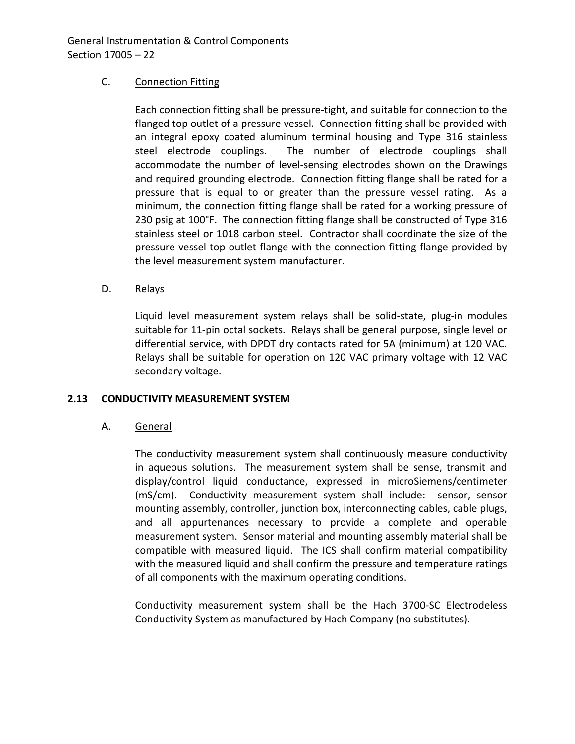C. Connection Fitting

Each connection fitting shall be pressure-tight, and suitable for connection to the flanged top outlet of a pressure vessel. Connection fitting shall be provided with an integral epoxy coated aluminum terminal housing and Type 316 stainless steel electrode couplings. The number of electrode couplings shall accommodate the number of level-sensing electrodes shown on the Drawings and required grounding electrode. Connection fitting flange shall be rated for a pressure that is equal to or greater than the pressure vessel rating. As a minimum, the connection fitting flange shall be rated for a working pressure of 230 psig at 100°F. The connection fitting flange shall be constructed of Type 316 stainless steel or 1018 carbon steel. Contractor shall coordinate the size of the pressure vessel top outlet flange with the connection fitting flange provided by the level measurement system manufacturer.

D. Relays

Liquid level measurement system relays shall be solid-state, plug-in modules suitable for 11-pin octal sockets. Relays shall be general purpose, single level or differential service, with DPDT dry contacts rated for 5A (minimum) at 120 VAC. Relays shall be suitable for operation on 120 VAC primary voltage with 12 VAC secondary voltage.

## 2.13 CONDUCTIVITY MEASUREMENT SYSTEM

A. General

The conductivity measurement system shall continuously measure conductivity in aqueous solutions. The measurement system shall be sense, transmit and display/control liquid conductance, expressed in microSiemens/centimeter (mS/cm). Conductivity measurement system shall include: sensor, sensor mounting assembly, controller, junction box, interconnecting cables, cable plugs, and all appurtenances necessary to provide a complete and operable measurement system. Sensor material and mounting assembly material shall be compatible with measured liquid. The ICS shall confirm material compatibility with the measured liquid and shall confirm the pressure and temperature ratings of all components with the maximum operating conditions.

Conductivity measurement system shall be the Hach 3700-SC Electrodeless Conductivity System as manufactured by Hach Company (no substitutes).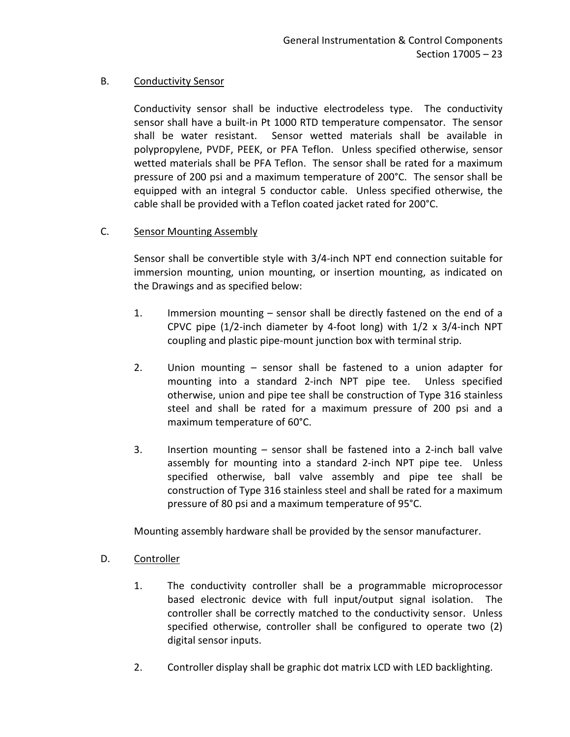B. Conductivity Sensor

Conductivity sensor shall be inductive electrodeless type. The conductivity sensor shall have a built-in Pt 1000 RTD temperature compensator. The sensor shall be water resistant. Sensor wetted materials shall be available in polypropylene, PVDF, PEEK, or PFA Teflon. Unless specified otherwise, sensor wetted materials shall be PFA Teflon. The sensor shall be rated for a maximum pressure of 200 psi and a maximum temperature of 200°C. The sensor shall be equipped with an integral 5 conductor cable. Unless specified otherwise, the cable shall be provided with a Teflon coated jacket rated for 200°C.

C. Sensor Mounting Assembly

Sensor shall be convertible style with 3/4-inch NPT end connection suitable for immersion mounting, union mounting, or insertion mounting, as indicated on the Drawings and as specified below:

1. Immersion mounting – sensor shall be directly fastened on the end of a CPVC pipe (1/2-inch diameter by 4-foot long) with 1/2 x 3/4-inch NPT coupling and plastic pipe-mount junction box with terminal strip.

2. Union mounting – sensor shall be fastened to a union adapter for mounting into a standard 2-inch NPT pipe tee. Unless specified otherwise, union and pipe tee shall be construction of Type 316 stainless steel and shall be rated for a maximum pressure of 200 psi and a maximum temperature of 60°C.

3. Insertion mounting – sensor shall be fastened into a 2-inch ball valve assembly for mounting into a standard 2-inch NPT pipe tee. Unless specified otherwise, ball valve assembly and pipe tee shall be construction of Type 316 stainless steel and shall be rated for a maximum pressure of 80 psi and a maximum temperature of 95°C.

Mounting assembly hardware shall be provided by the sensor manufacturer.

D. Controller

1. The conductivity controller shall be a programmable microprocessor based electronic device with full input/output signal isolation. The controller shall be correctly matched to the conductivity sensor. Unless specified otherwise, controller shall be configured to operate two (2) digital sensor inputs.

2. Controller display shall be graphic dot matrix LCD with LED backlighting.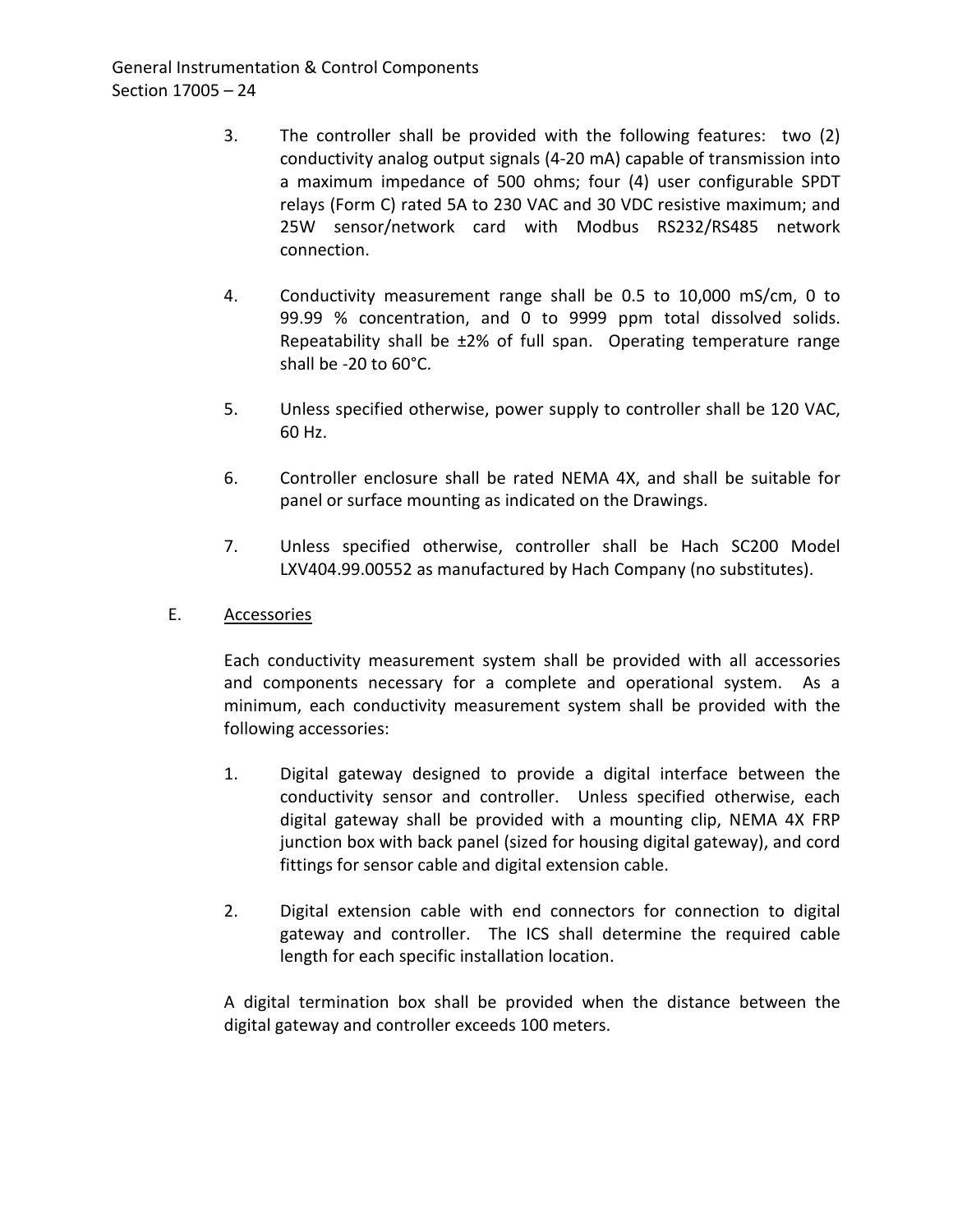3. The controller shall be provided with the following features: two (2) conductivity analog output signals (4-20 mA) capable of transmission into a maximum impedance of 500 ohms; four (4) user configurable SPDT relays (Form C) rated 5A to 230 VAC and 30 VDC resistive maximum; and 25W sensor/network card with Modbus RS232/RS485 network connection.

4. Conductivity measurement range shall be 0.5 to 10,000 mS/cm, 0 to 99.99 % concentration, and 0 to 9999 ppm total dissolved solids. Repeatability shall be ±2% of full span. Operating temperature range shall be -20 to 60°C.

5. Unless specified otherwise, power supply to controller shall be 120 VAC, 60 Hz.

6. Controller enclosure shall be rated NEMA 4X, and shall be suitable for panel or surface mounting as indicated on the Drawings.

7. Unless specified otherwise, controller shall be Hach SC200 Model LXV404.99.00552 as manufactured by Hach Company (no substitutes).

E. <u>Accessories</u>

Each conductivity measurement system shall be provided with all accessories and components necessary for a complete and operational system. As a minimum, each conductivity measurement system shall be provided with the following accessories:

1. Digital gateway designed to provide a digital interface between the conductivity sensor and controller. Unless specified otherwise, each digital gateway shall be provided with a mounting clip, NEMA 4X FRP junction box with back panel (sized for housing digital gateway), and cord fittings for sensor cable and digital extension cable.

2. Digital extension cable with end connectors for connection to digital gateway and controller. The ICS shall determine the required cable length for each specific installation location.

A digital termination box shall be provided when the distance between the digital gateway and controller exceeds 100 meters.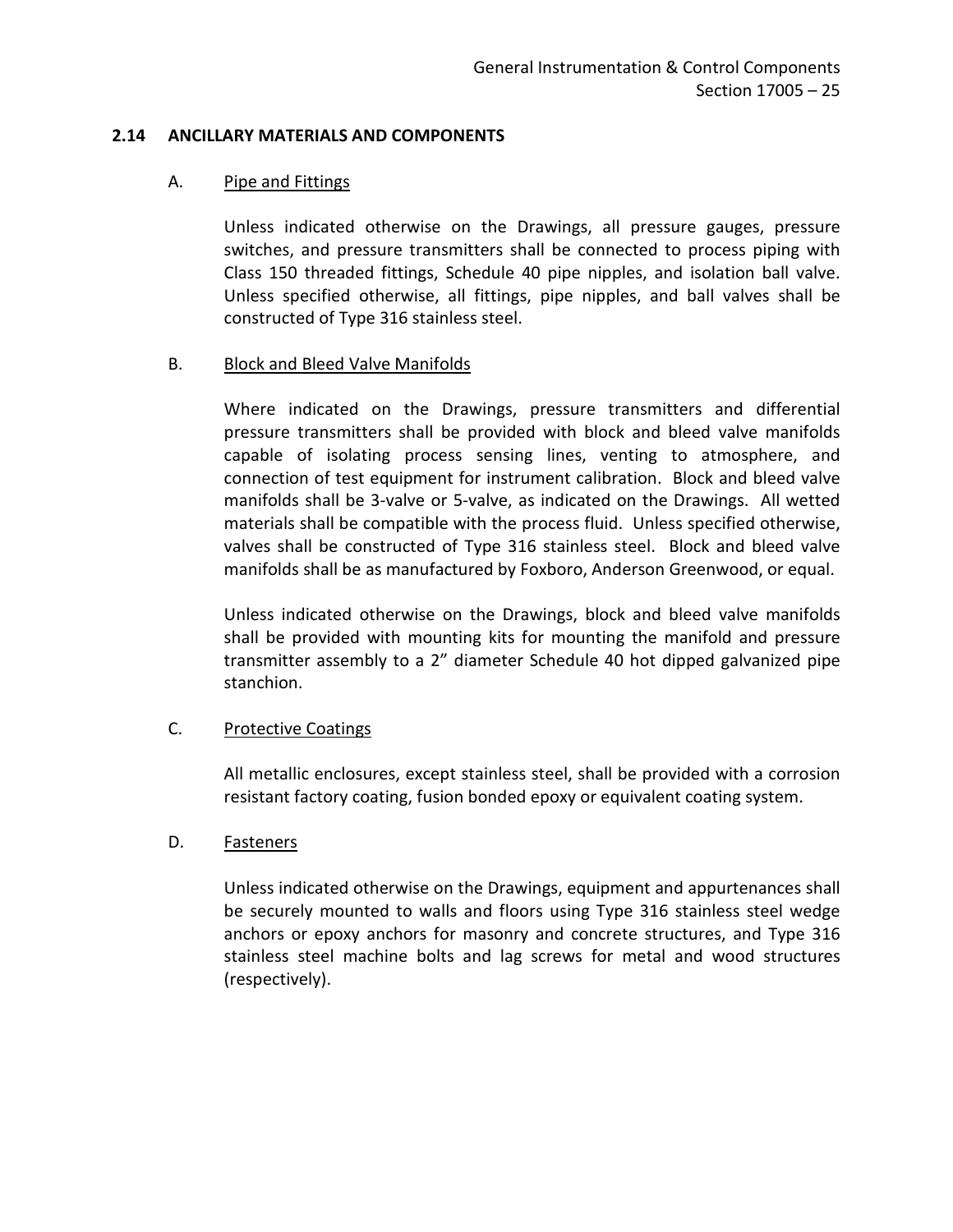## 2.14 ANCILLARY MATERIALS AND COMPONENTS

A. Pipe and Fittings

Unless indicated otherwise on the Drawings, all pressure gauges, pressure switches, and pressure transmitters shall be connected to process piping with Class 150 threaded fittings, Schedule 40 pipe nipples, and isolation ball valve. Unless specified otherwise, all fittings, pipe nipples, and ball valves shall be constructed of Type 316 stainless steel.

B. Block and Bleed Valve Manifolds

Where indicated on the Drawings, pressure transmitters and differential pressure transmitters shall be provided with block and bleed valve manifolds capable of isolating process sensing lines, venting to atmosphere, and connection of test equipment for instrument calibration. Block and bleed valve manifolds shall be 3-valve or 5-valve, as indicated on the Drawings. All wetted materials shall be compatible with the process fluid. Unless specified otherwise, valves shall be constructed of Type 316 stainless steel. Block and bleed valve manifolds shall be as manufactured by Foxboro, Anderson Greenwood, or equal.

Unless indicated otherwise on the Drawings, block and bleed valve manifolds shall be provided with mounting kits for mounting the manifold and pressure transmitter assembly to a 2" diameter Schedule 40 hot dipped galvanized pipe stanchion.

C. Protective Coatings

All metallic enclosures, except stainless steel, shall be provided with a corrosion resistant factory coating, fusion bonded epoxy or equivalent coating system.

D. Fasteners

Unless indicated otherwise on the Drawings, equipment and appurtenances shall be securely mounted to walls and floors using Type 316 stainless steel wedge anchors or epoxy anchors for masonry and concrete structures, and Type 316 stainless steel machine bolts and lag screws for metal and wood structures (respectively).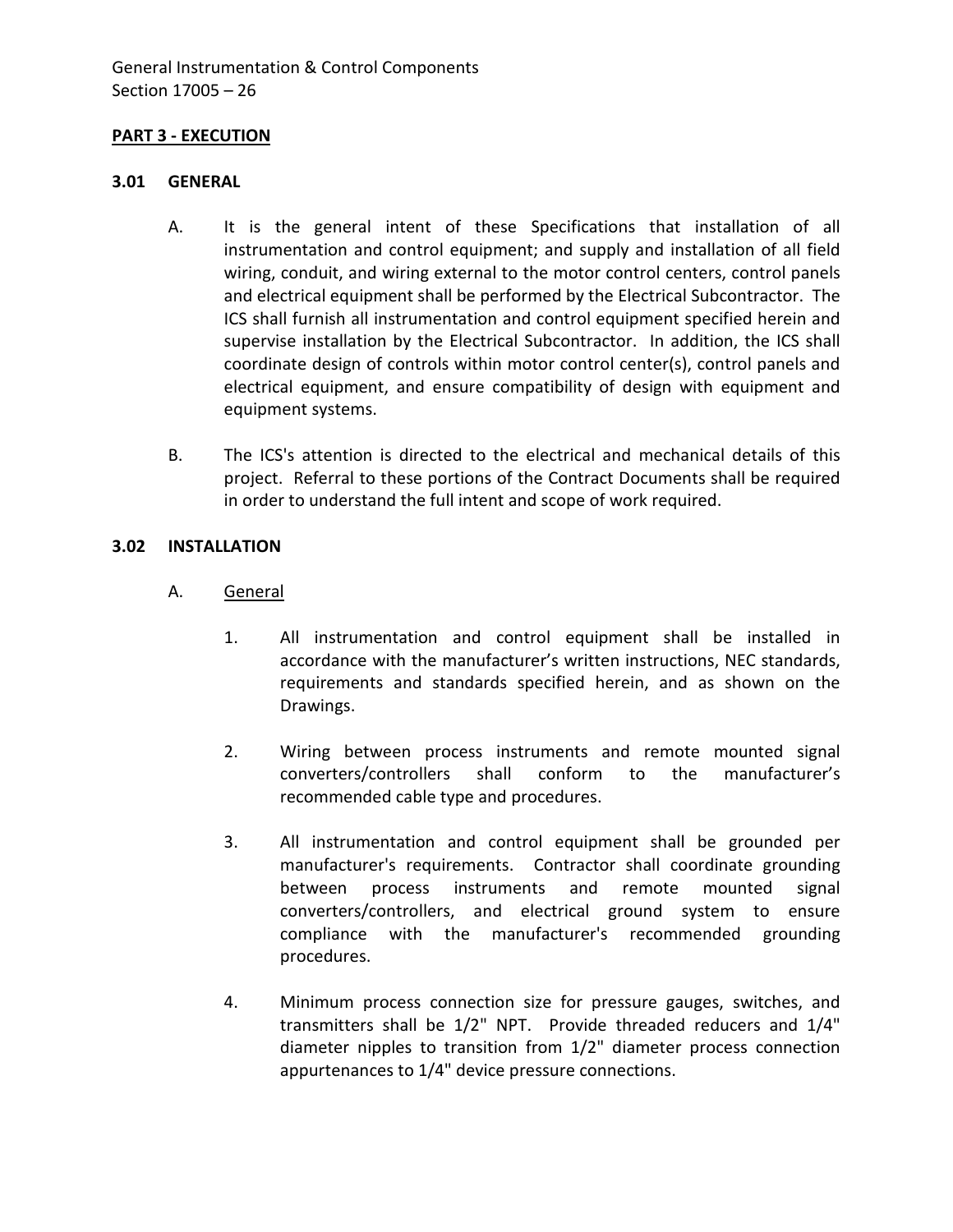**PART 3 - EXECUTION**

**3.01 GENERAL**

A. It is the general intent of these Specifications that installation of all instrumentation and control equipment; and supply and installation of all field wiring, conduit, and wiring external to the motor control centers, control panels and electrical equipment shall be performed by the Electrical Subcontractor. The ICS shall furnish all instrumentation and control equipment specified herein and supervise installation by the Electrical Subcontractor. In addition, the ICS shall coordinate design of controls within motor control center(s), control panels and electrical equipment, and ensure compatibility of design with equipment and equipment systems.

B. The ICS's attention is directed to the electrical and mechanical details of this project. Referral to these portions of the Contract Documents shall be required in order to understand the full intent and scope of work required.

**3.02 INSTALLATION**

A. General

1. All instrumentation and control equipment shall be installed in accordance with the manufacturer's written instructions, NEC standards, requirements and standards specified herein, and as shown on the Drawings.

2. Wiring between process instruments and remote mounted signal converters/controllers shall conform to the manufacturer's recommended cable type and procedures.

3. All instrumentation and control equipment shall be grounded per manufacturer's requirements. Contractor shall coordinate grounding between process instruments and remote mounted signal converters/controllers, and electrical ground system to ensure compliance with the manufacturer's recommended grounding procedures.

4. Minimum process connection size for pressure gauges, switches, and transmitters shall be 1/2" NPT. Provide threaded reducers and 1/4" diameter nipples to transition from 1/2" diameter process connection appurtenances to 1/4" device pressure connections.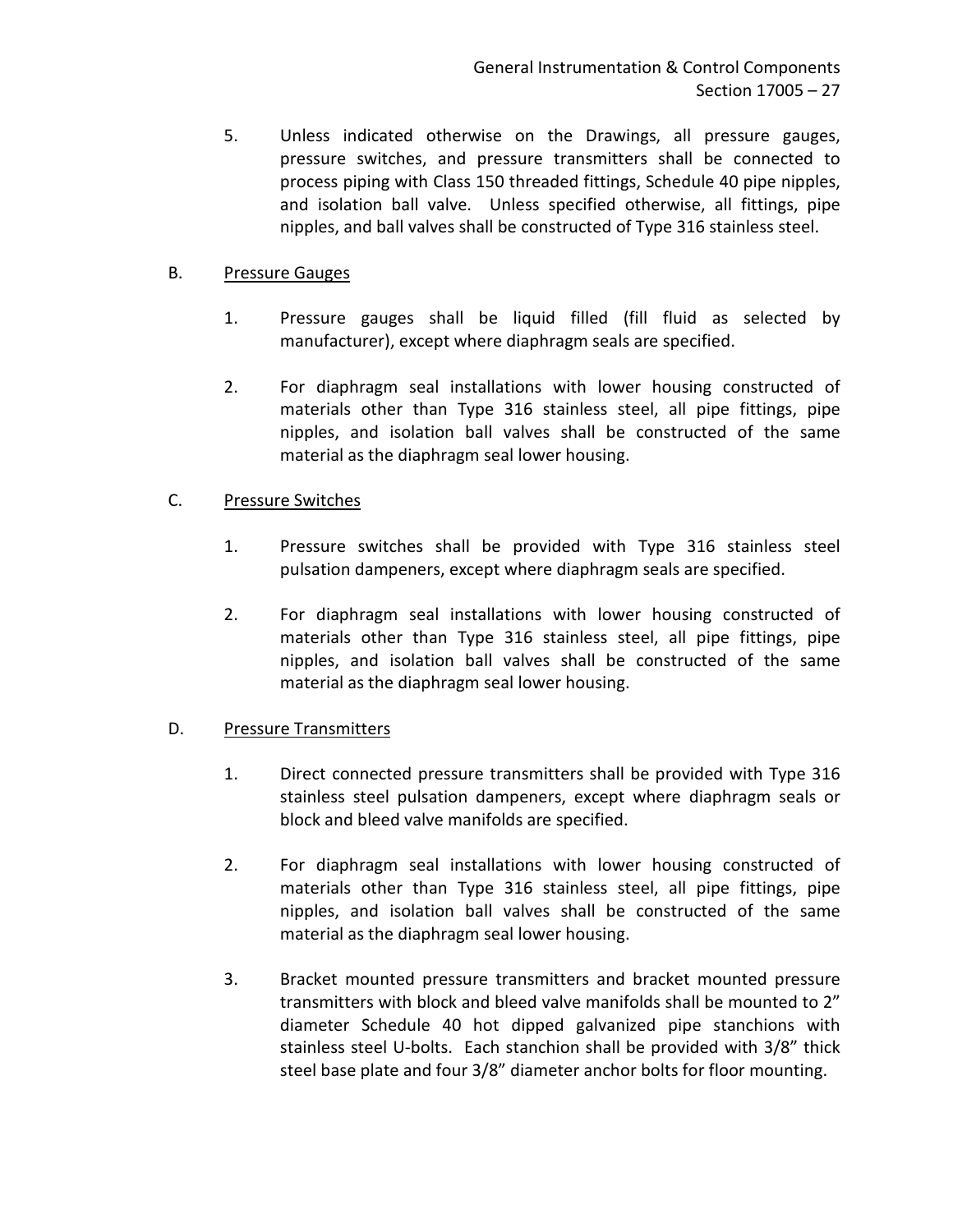5. Unless indicated otherwise on the Drawings, all pressure gauges, pressure switches, and pressure transmitters shall be connected to process piping with Class 150 threaded fittings, Schedule 40 pipe nipples, and isolation ball valve. Unless specified otherwise, all fittings, pipe nipples, and ball valves shall be constructed of Type 316 stainless steel.

B. Pressure Gauges

1. Pressure gauges shall be liquid filled (fill fluid as selected by manufacturer), except where diaphragm seals are specified.

2. For diaphragm seal installations with lower housing constructed of materials other than Type 316 stainless steel, all pipe fittings, pipe nipples, and isolation ball valves shall be constructed of the same material as the diaphragm seal lower housing.

C. Pressure Switches

1. Pressure switches shall be provided with Type 316 stainless steel pulsation dampeners, except where diaphragm seals are specified.

2. For diaphragm seal installations with lower housing constructed of materials other than Type 316 stainless steel, all pipe fittings, pipe nipples, and isolation ball valves shall be constructed of the same material as the diaphragm seal lower housing.

D. Pressure Transmitters

1. Direct connected pressure transmitters shall be provided with Type 316 stainless steel pulsation dampeners, except where diaphragm seals or block and bleed valve manifolds are specified.

2. For diaphragm seal installations with lower housing constructed of materials other than Type 316 stainless steel, all pipe fittings, pipe nipples, and isolation ball valves shall be constructed of the same material as the diaphragm seal lower housing.

3. Bracket mounted pressure transmitters and bracket mounted pressure transmitters with block and bleed valve manifolds shall be mounted to 2" diameter Schedule 40 hot dipped galvanized pipe stanchions with stainless steel U-bolts. Each stanchion shall be provided with 3/8" thick steel base plate and four 3/8" diameter anchor bolts for floor mounting.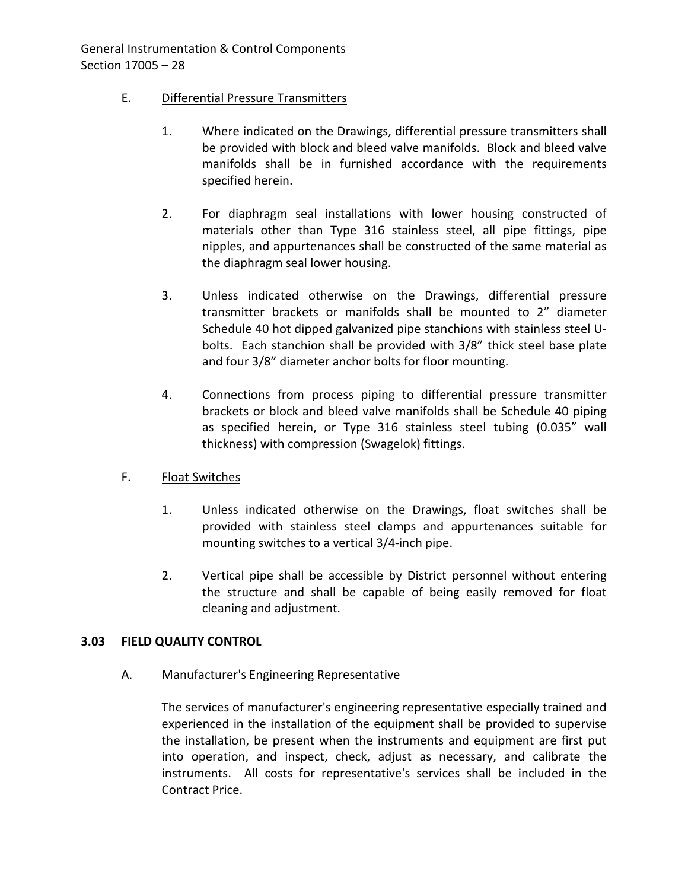E. Differential Pressure Transmitters

1. Where indicated on the Drawings, differential pressure transmitters shall be provided with block and bleed valve manifolds. Block and bleed valve manifolds shall be in furnished accordance with the requirements specified herein.

2. For diaphragm seal installations with lower housing constructed of materials other than Type 316 stainless steel, all pipe fittings, pipe nipples, and appurtenances shall be constructed of the same material as the diaphragm seal lower housing.

3. Unless indicated otherwise on the Drawings, differential pressure transmitter brackets or manifolds shall be mounted to 2" diameter Schedule 40 hot dipped galvanized pipe stanchions with stainless steel U-bolts. Each stanchion shall be provided with 3/8" thick steel base plate and four 3/8" diameter anchor bolts for floor mounting.

4. Connections from process piping to differential pressure transmitter brackets or block and bleed valve manifolds shall be Schedule 40 piping as specified herein, or Type 316 stainless steel tubing (0.035" wall thickness) with compression (Swagelok) fittings.

F. Float Switches

1. Unless indicated otherwise on the Drawings, float switches shall be provided with stainless steel clamps and appurtenances suitable for mounting switches to a vertical 3/4-inch pipe.

2. Vertical pipe shall be accessible by District personnel without entering the structure and shall be capable of being easily removed for float cleaning and adjustment.

## 3.03 FIELD QUALITY CONTROL

A. Manufacturer's Engineering Representative

The services of manufacturer's engineering representative especially trained and experienced in the installation of the equipment shall be provided to supervise the installation, be present when the instruments and equipment are first put into operation, and inspect, check, adjust as necessary, and calibrate the instruments. All costs for representative's services shall be included in the Contract Price.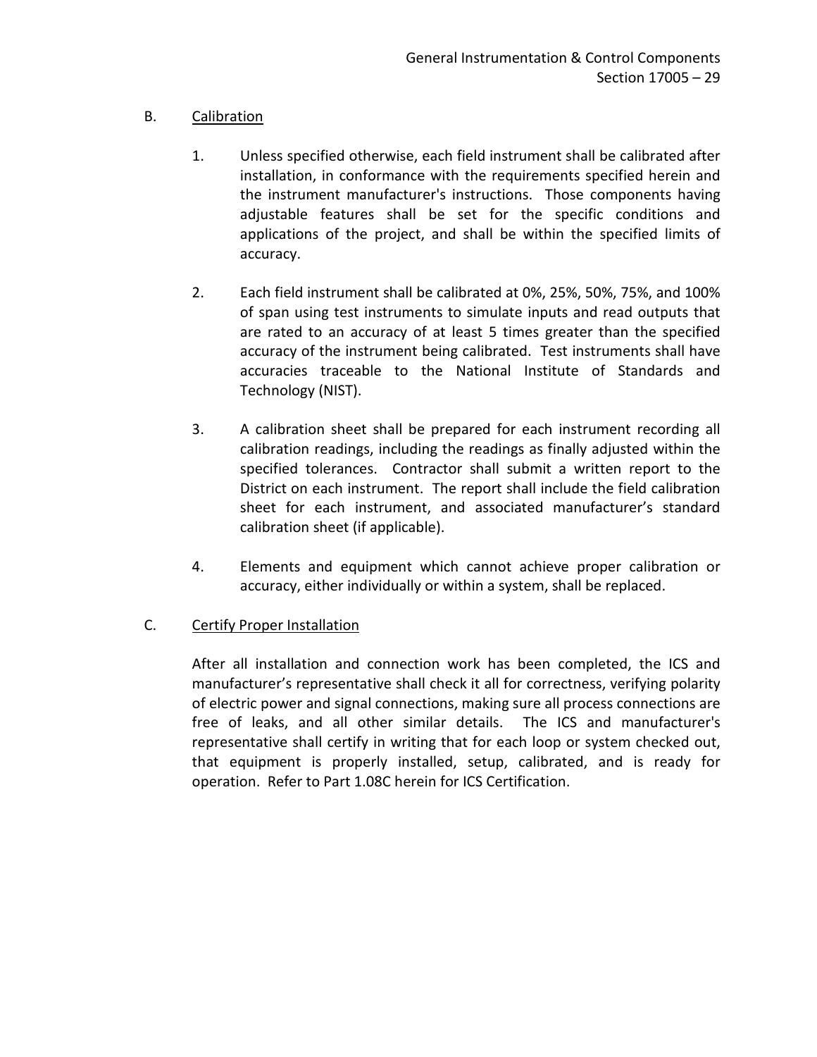B. Calibration

1. Unless specified otherwise, each field instrument shall be calibrated after installation, in conformance with the requirements specified herein and the instrument manufacturer's instructions. Those components having adjustable features shall be set for the specific conditions and applications of the project, and shall be within the specified limits of accuracy.

2. Each field instrument shall be calibrated at 0%, 25%, 50%, 75%, and 100% of span using test instruments to simulate inputs and read outputs that are rated to an accuracy of at least 5 times greater than the specified accuracy of the instrument being calibrated. Test instruments shall have accuracies traceable to the National Institute of Standards and Technology (NIST).

3. A calibration sheet shall be prepared for each instrument recording all calibration readings, including the readings as finally adjusted within the specified tolerances. Contractor shall submit a written report to the District on each instrument. The report shall include the field calibration sheet for each instrument, and associated manufacturer's standard calibration sheet (if applicable).

4. Elements and equipment which cannot achieve proper calibration or accuracy, either individually or within a system, shall be replaced.

C. Certify Proper Installation

After all installation and connection work has been completed, the ICS and manufacturer's representative shall check it all for correctness, verifying polarity of electric power and signal connections, making sure all process connections are free of leaks, and all other similar details. The ICS and manufacturer's representative shall certify in writing that for each loop or system checked out, that equipment is properly installed, setup, calibrated, and is ready for operation. Refer to Part 1.08C herein for ICS Certification.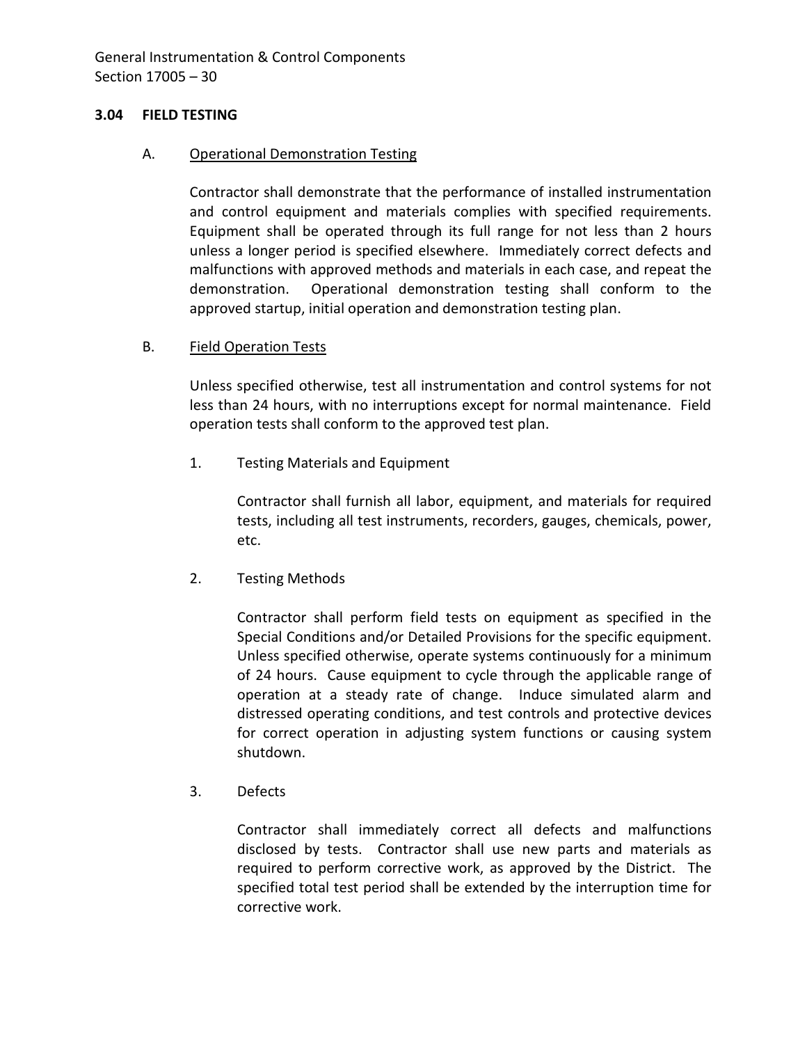### 3.04 FIELD TESTING

A. Operational Demonstration Testing

Contractor shall demonstrate that the performance of installed instrumentation and control equipment and materials complies with specified requirements. Equipment shall be operated through its full range for not less than 2 hours unless a longer period is specified elsewhere. Immediately correct defects and malfunctions with approved methods and materials in each case, and repeat the demonstration. Operational demonstration testing shall conform to the approved startup, initial operation and demonstration testing plan.

B. Field Operation Tests

Unless specified otherwise, test all instrumentation and control systems for not less than 24 hours, with no interruptions except for normal maintenance. Field operation tests shall conform to the approved test plan.

1. Testing Materials and Equipment

   Contractor shall furnish all labor, equipment, and materials for required tests, including all test instruments, recorders, gauges, chemicals, power, etc.

2. Testing Methods

   Contractor shall perform field tests on equipment as specified in the Special Conditions and/or Detailed Provisions for the specific equipment. Unless specified otherwise, operate systems continuously for a minimum of 24 hours. Cause equipment to cycle through the applicable range of operation at a steady rate of change. Induce simulated alarm and distressed operating conditions, and test controls and protective devices for correct operation in adjusting system functions or causing system shutdown.

3. Defects

   Contractor shall immediately correct all defects and malfunctions disclosed by tests. Contractor shall use new parts and materials as required to perform corrective work, as approved by the District. The specified total test period shall be extended by the interruption time for corrective work.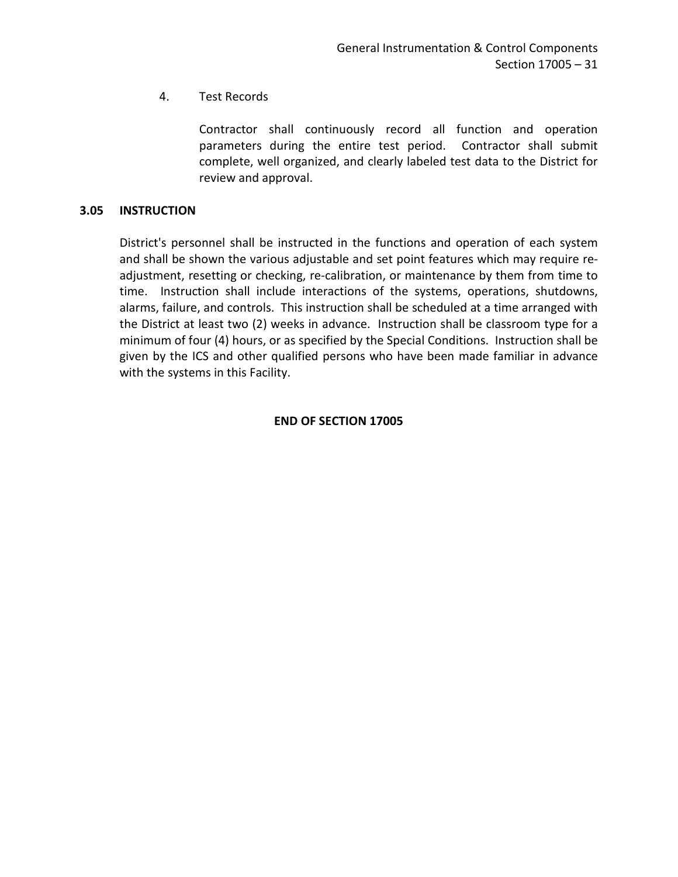4. Test Records

   Contractor shall continuously record all function and operation parameters during the entire test period. Contractor shall submit complete, well organized, and clearly labeled test data to the District for review and approval.

### 3.05 INSTRUCTION

District's personnel shall be instructed in the functions and operation of each system and shall be shown the various adjustable and set point features which may require re-adjustment, resetting or checking, re-calibration, or maintenance by them from time to time. Instruction shall include interactions of the systems, operations, shutdowns, alarms, failure, and controls. This instruction shall be scheduled at a time arranged with the District at least two (2) weeks in advance. Instruction shall be classroom type for a minimum of four (4) hours, or as specified by the Special Conditions. Instruction shall be given by the ICS and other qualified persons who have been made familiar in advance with the systems in this Facility.

**END OF SECTION 17005**